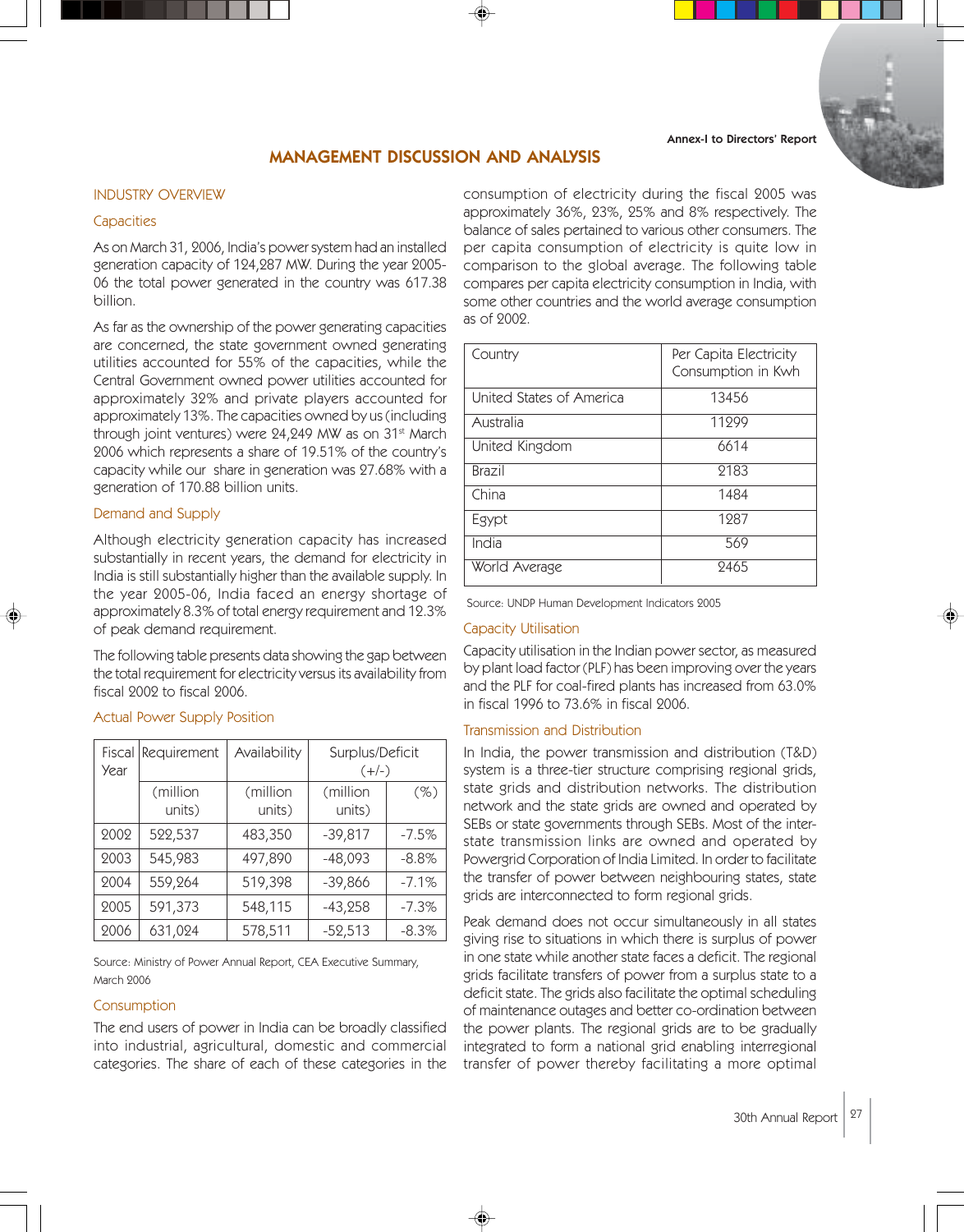# MANAGEMENT DISCUSSION AND ANALYSIS

## INDUSTRY OVERVIEW

### Capacities

As on March 31, 2006, India's power system had an installed generation capacity of 124,287 MW. During the year 2005-06 the total power generated in the country was 617.38 billion.

As far as the ownership of the power generating capacities are concerned, the state government owned generating utilities accounted for 55% of the capacities, while the Central Government owned power utilities accounted for approximately 32% and private players accounted for approximately 13%. The capacities owned by us (including through joint ventures) were 24,249 MW as on 31st March 2006 which represents a share of 19.51% of the country's capacity while our share in generation was 27.68% with a generation of 170.88 billion units.

### Demand and Supply

Although electricity generation capacity has increased substantially in recent years, the demand for electricity in India is still substantially higher than the available supply. In the year 2005-06, India faced an energy shortage of approximately 8.3% of total energy requirement and 12.3% of peak demand requirement.

The following table presents data showing the gap between the total requirement for electricity versus its availability from fiscal 2002 to fiscal 2006.

### Actual Power Supply Position

| Fiscal Year | Requirement | Availability | Surplus/Deficit (+/-) | |
|---|---|---|---|---|
| | (million units) | (million units) | (million units) | (%) |
| 2002 | 522,537 | 483,350 | -39,817 | -7.5% |
| 2003 | 545,983 | 497,890 | -48,093 | -8.8% |
| 2004 | 559,264 | 519,398 | -39,866 | -7.1% |
| 2005 | 591,373 | 548,115 | -43,258 | -7.3% |
| 2006 | 631,024 | 578,511 | -52,513 | -8.3% |

Source: Ministry of Power Annual Report, CEA Executive Summary, March 2006

### Consumption

The end users of power in India can be broadly classified into industrial, agricultural, domestic and commercial categories. The share of each of these categories in the consumption of electricity during the fiscal 2005 was approximately 36%, 23%, 25% and 8% respectively. The balance of sales pertained to various other consumers. The per capita consumption of electricity is quite low in comparison to the global average. The following table compares per capita electricity consumption in India, with some other countries and the world average consumption as of 2002.

| Country | Per Capita Electricity Consumption in Kwh |
|---|---|
| United States of America | 13456 |
| Australia | 11299 |
| United Kingdom | 6614 |
| Brazil | 2183 |
| China | 1484 |
| Egypt | 1287 |
| India | 569 |
| World Average | 2465 |

Source: UNDP Human Development Indicators 2005

### Capacity Utilisation

Capacity utilisation in the Indian power sector, as measured by plant load factor (PLF) has been improving over the years and the PLF for coal-fired plants has increased from 63.0% in fiscal 1996 to 73.6% in fiscal 2006.

### Transmission and Distribution

In India, the power transmission and distribution (T&D) system is a three-tier structure comprising regional grids, state grids and distribution networks. The distribution network and the state grids are owned and operated by SEBs or state governments through SEBs. Most of the inter-state transmission links are owned and operated by Powergrid Corporation of India Limited. In order to facilitate the transfer of power between neighbouring states, state grids are interconnected to form regional grids.

Peak demand does not occur simultaneously in all states giving rise to situations in which there is surplus of power in one state while another state faces a deficit. The regional grids facilitate transfers of power from a surplus state to a deficit state. The grids also facilitate the optimal scheduling of maintenance outages and better co-ordination between the power plants. The regional grids are to be gradually integrated to form a national grid enabling interregional transfer of power thereby facilitating a more optimal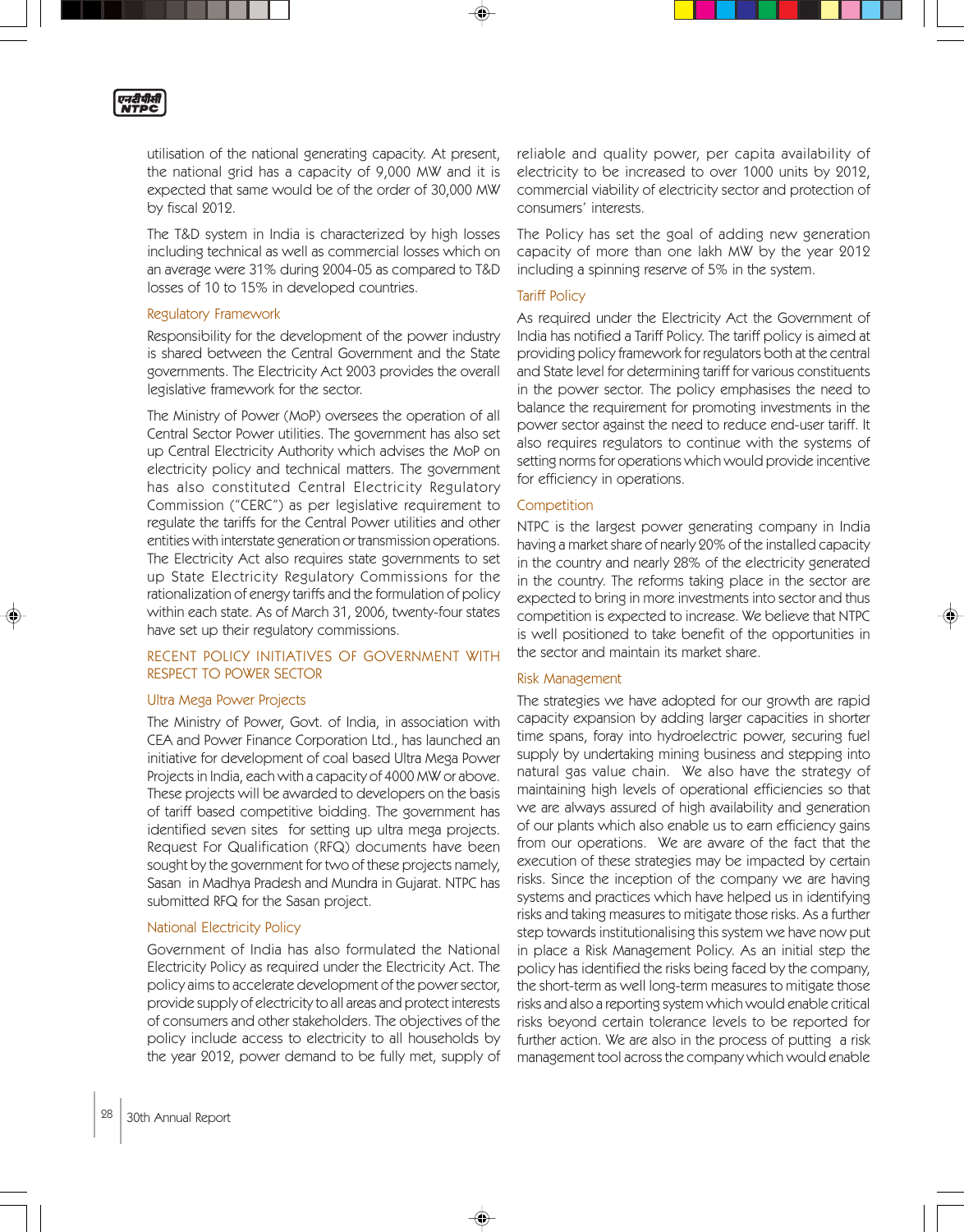utilisation of the national generating capacity. At present, the national grid has a capacity of 9,000 MW and it is expected that same would be of the order of 30,000 MW by fiscal 2012.

The T&D system in India is characterized by high losses including technical as well as commercial losses which on an average were 31% during 2004-05 as compared to T&D losses of 10 to 15% in developed countries.

### Regulatory Framework

Responsibility for the development of the power industry is shared between the Central Government and the State governments. The Electricity Act 2003 provides the overall legislative framework for the sector.

The Ministry of Power (MoP) oversees the operation of all Central Sector Power utilities. The government has also set up Central Electricity Authority which advises the MoP on electricity policy and technical matters. The government has also constituted Central Electricity Regulatory Commission ("CERC") as per legislative requirement to regulate the tariffs for the Central Power utilities and other entities with interstate generation or transmission operations. The Electricity Act also requires state governments to set up State Electricity Regulatory Commissions for the rationalization of energy tariffs and the formulation of policy within each state. As of March 31, 2006, twenty-four states have set up their regulatory commissions.

## RECENT POLICY INITIATIVES OF GOVERNMENT WITH RESPECT TO POWER SECTOR

### Ultra Mega Power Projects

The Ministry of Power, Govt. of India, in association with CEA and Power Finance Corporation Ltd., has launched an initiative for development of coal based Ultra Mega Power Projects in India, each with a capacity of 4000 MW or above. These projects will be awarded to developers on the basis of tariff based competitive bidding. The government has identified seven sites for setting up ultra mega projects. Request For Qualification (RFQ) documents have been sought by the government for two of these projects namely, Sasan in Madhya Pradesh and Mundra in Gujarat. NTPC has submitted RFQ for the Sasan project.

### National Electricity Policy

Government of India has also formulated the National Electricity Policy as required under the Electricity Act. The policy aims to accelerate development of the power sector, provide supply of electricity to all areas and protect interests of consumers and other stakeholders. The objectives of the policy include access to electricity to all households by the year 2012, power demand to be fully met, supply of reliable and quality power, per capita availability of electricity to be increased to over 1000 units by 2012, commercial viability of electricity sector and protection of consumers' interests.

The Policy has set the goal of adding new generation capacity of more than one lakh MW by the year 2012 including a spinning reserve of 5% in the system.

### Tariff Policy

As required under the Electricity Act the Government of India has notified a Tariff Policy. The tariff policy is aimed at providing policy framework for regulators both at the central and State level for determining tariff for various constituents in the power sector. The policy emphasises the need to balance the requirement for promoting investments in the power sector against the need to reduce end-user tariff. It also requires regulators to continue with the systems of setting norms for operations which would provide incentive for efficiency in operations.

### Competition

NTPC is the largest power generating company in India having a market share of nearly 20% of the installed capacity in the country and nearly 28% of the electricity generated in the country. The reforms taking place in the sector are expected to bring in more investments into sector and thus competition is expected to increase. We believe that NTPC is well positioned to take benefit of the opportunities in the sector and maintain its market share.

### Risk Management

The strategies we have adopted for our growth are rapid capacity expansion by adding larger capacities in shorter time spans, foray into hydroelectric power, securing fuel supply by undertaking mining business and stepping into natural gas value chain. We also have the strategy of maintaining high levels of operational efficiencies so that we are always assured of high availability and generation of our plants which also enable us to earn efficiency gains from our operations. We are aware of the fact that the execution of these strategies may be impacted by certain risks. Since the inception of the company we are having systems and practices which have helped us in identifying risks and taking measures to mitigate those risks. As a further step towards institutionalising this system we have now put in place a Risk Management Policy. As an initial step the policy has identified the risks being faced by the company, the short-term as well long-term measures to mitigate those risks and also a reporting system which would enable critical risks beyond certain tolerance levels to be reported for further action. We are also in the process of putting a risk management tool across the company which would enable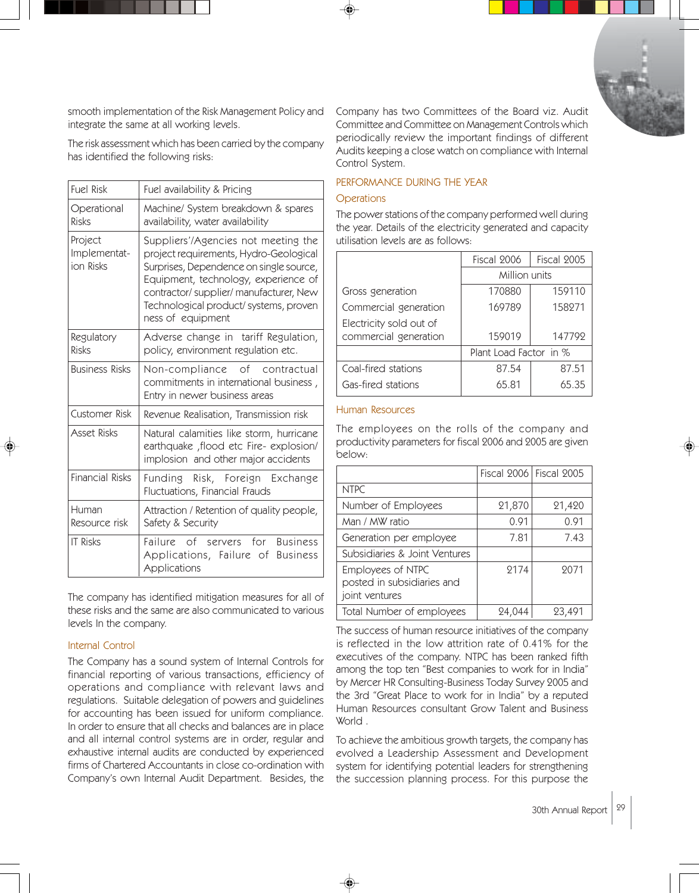smooth implementation of the Risk Management Policy and integrate the same at all working levels.

The risk assessment which has been carried by the company has identified the following risks:

| | |
|---|---|
| Fuel Risk | Fuel availability & Pricing |
| Operational Risks | Machine/ System breakdown & spares availability, water availability |
| Project Implementat-ion Risks | Suppliers'/Agencies not meeting the project requirements, Hydro-Geological Surprises, Dependence on single source, Equipment, technology, experience of contractor/ supplier/ manufacturer, New Technological product/ systems, proven ness of equipment |
| Regulatory Risks | Adverse change in tariff Regulation, policy, environment regulation etc. |
| Business Risks | Non-compliance of contractual commitments in international business , Entry in newer business areas |
| Customer Risk | Revenue Realisation, Transmission risk |
| Asset Risks | Natural calamities like storm, hurricane earthquake ,flood etc Fire- explosion/ implosion and other major accidents |
| Financial Risks | Funding Risk, Foreign Exchange Fluctuations, Financial Frauds |
| Human Resource risk | Attraction / Retention of quality people, Safety & Security |
| IT Risks | Failure of servers for Business Applications, Failure of Business Applications |

The company has identified mitigation measures for all of these risks and the same are also communicated to various levels In the company.

## Internal Control

The Company has a sound system of Internal Controls for financial reporting of various transactions, efficiency of operations and compliance with relevant laws and regulations. Suitable delegation of powers and guidelines for accounting has been issued for uniform compliance. In order to ensure that all checks and balances are in place and all internal control systems are in order, regular and exhaustive internal audits are conducted by experienced firms of Chartered Accountants in close co-ordination with Company's own Internal Audit Department. Besides, the Company has two Committees of the Board viz. Audit Committee and Committee on Management Controls which periodically review the important findings of different Audits keeping a close watch on compliance with Internal Control System.

## PERFORMANCE DURING THE YEAR

### Operations

The power stations of the company performed well during the year. Details of the electricity generated and capacity utilisation levels are as follows:

| | Fiscal 2006 | Fiscal 2005 |
|---|---|---|
| | Million units | |
| Gross generation | 170880 | 159110 |
| Commercial generation | 169789 | 158271 |
| Electricity sold out of commercial generation | 159019 | 147792 |
| | Plant Load Factor in % | |
| Coal-fired stations | 87.54 | 87.51 |
| Gas-fired stations | 65.81 | 65.35 |

### Human Resources

The employees on the rolls of the company and productivity parameters for fiscal 2006 and 2005 are given below:

| | Fiscal 2006 | Fiscal 2005 |
|---|---|---|
| NTPC | | |
| Number of Employees | 21,870 | 21,420 |
| Man / MW ratio | 0.91 | 0.91 |
| Generation per employee | 7.81 | 7.43 |
| Subsidiaries & Joint Ventures | | |
| Employees of NTPC posted in subsidiaries and joint ventures | 2174 | 2071 |
| Total Number of employees | 24,044 | 23,491 |

The success of human resource initiatives of the company is reflected in the low attrition rate of 0.41% for the executives of the company. NTPC has been ranked fifth among the top ten "Best companies to work for in India" by Mercer HR Consulting-Business Today Survey 2005 and the 3rd "Great Place to work for in India" by a reputed Human Resources consultant Grow Talent and Business World .

To achieve the ambitious growth targets, the company has evolved a Leadership Assessment and Development system for identifying potential leaders for strengthening the succession planning process. For this purpose the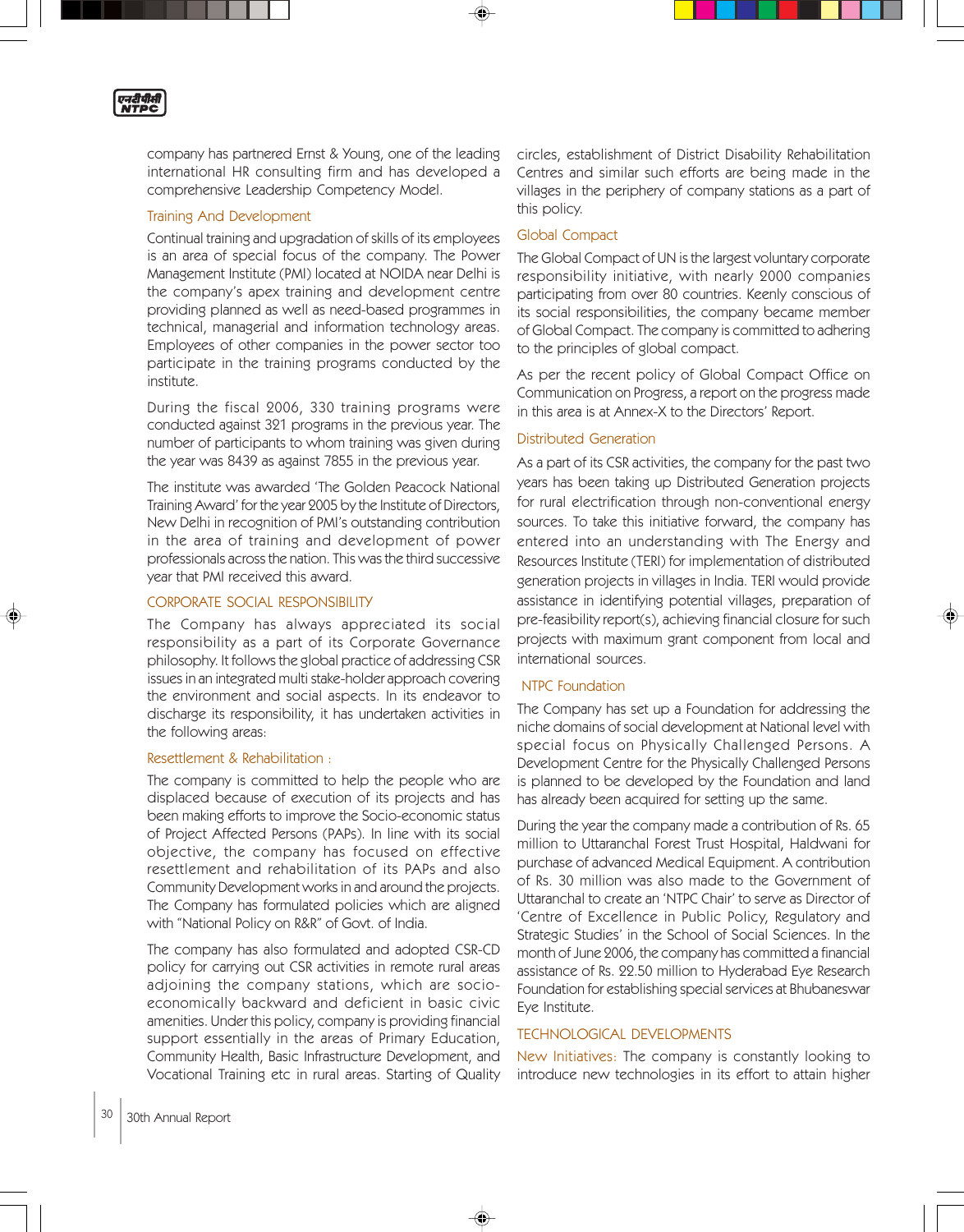company has partnered Ernst & Young, one of the leading international HR consulting firm and has developed a comprehensive Leadership Competency Model.

### Training And Development

Continual training and upgradation of skills of its employees is an area of special focus of the company. The Power Management Institute (PMI) located at NOIDA near Delhi is the company's apex training and development centre providing planned as well as need-based programmes in technical, managerial and information technology areas. Employees of other companies in the power sector too participate in the training programs conducted by the institute.

During the fiscal 2006, 330 training programs were conducted against 321 programs in the previous year. The number of participants to whom training was given during the year was 8439 as against 7855 in the previous year.

The institute was awarded 'The Golden Peacock National Training Award' for the year 2005 by the Institute of Directors, New Delhi in recognition of PMI's outstanding contribution in the area of training and development of power professionals across the nation. This was the third successive year that PMI received this award.

## CORPORATE SOCIAL RESPONSIBILITY

The Company has always appreciated its social responsibility as a part of its Corporate Governance philosophy. It follows the global practice of addressing CSR issues in an integrated multi stake-holder approach covering the environment and social aspects. In its endeavor to discharge its responsibility, it has undertaken activities in the following areas:

### Resettlement & Rehabilitation :

The company is committed to help the people who are displaced because of execution of its projects and has been making efforts to improve the Socio-economic status of Project Affected Persons (PAPs). In line with its social objective, the company has focused on effective resettlement and rehabilitation of its PAPs and also Community Development works in and around the projects. The Company has formulated policies which are aligned with "National Policy on R&R" of Govt. of India.

The company has also formulated and adopted CSR-CD policy for carrying out CSR activities in remote rural areas adjoining the company stations, which are socio-economically backward and deficient in basic civic amenities. Under this policy, company is providing financial support essentially in the areas of Primary Education, Community Health, Basic Infrastructure Development, and Vocational Training etc in rural areas. Starting of Quality circles, establishment of District Disability Rehabilitation Centres and similar such efforts are being made in the villages in the periphery of company stations as a part of this policy.

### Global Compact

The Global Compact of UN is the largest voluntary corporate responsibility initiative, with nearly 2000 companies participating from over 80 countries. Keenly conscious of its social responsibilities, the company became member of Global Compact. The company is committed to adhering to the principles of global compact.

As per the recent policy of Global Compact Office on Communication on Progress, a report on the progress made in this area is at Annex-X to the Directors' Report.

### Distributed Generation

As a part of its CSR activities, the company for the past two years has been taking up Distributed Generation projects for rural electrification through non-conventional energy sources. To take this initiative forward, the company has entered into an understanding with The Energy and Resources Institute (TERI) for implementation of distributed generation projects in villages in India. TERI would provide assistance in identifying potential villages, preparation of pre-feasibility report(s), achieving financial closure for such projects with maximum grant component from local and international sources.

### NTPC Foundation

The Company has set up a Foundation for addressing the niche domains of social development at National level with special focus on Physically Challenged Persons. A Development Centre for the Physically Challenged Persons is planned to be developed by the Foundation and land has already been acquired for setting up the same.

During the year the company made a contribution of Rs. 65 million to Uttaranchal Forest Trust Hospital, Haldwani for purchase of advanced Medical Equipment. A contribution of Rs. 30 million was also made to the Government of Uttaranchal to create an 'NTPC Chair' to serve as Director of 'Centre of Excellence in Public Policy, Regulatory and Strategic Studies' in the School of Social Sciences. In the month of June 2006, the company has committed a financial assistance of Rs. 22.50 million to Hyderabad Eye Research Foundation for establishing special services at Bhubaneswar Eye Institute.

## TECHNOLOGICAL DEVELOPMENTS

New Initiatives: The company is constantly looking to introduce new technologies in its effort to attain higher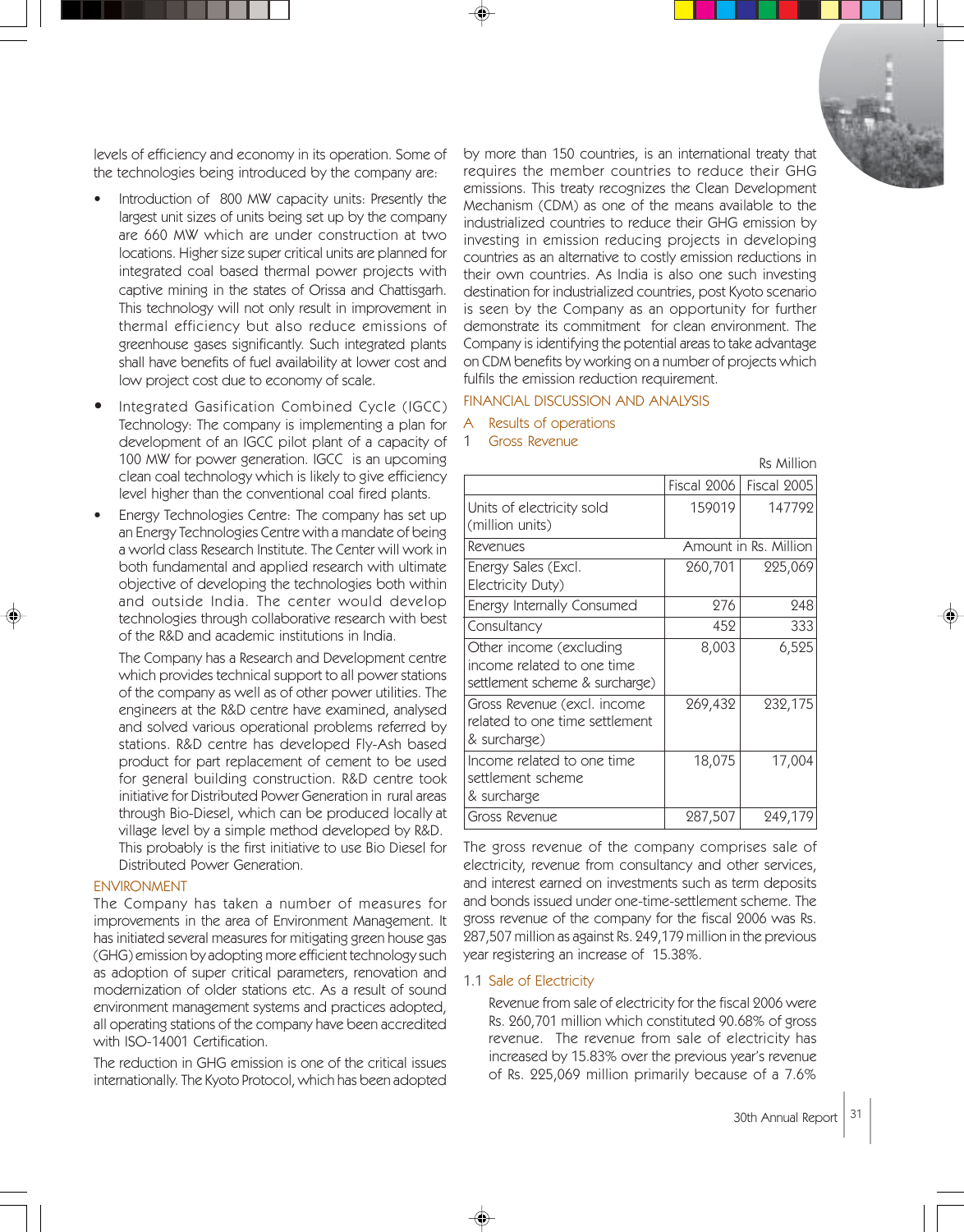levels of efficiency and economy in its operation. Some of the technologies being introduced by the company are:

- Introduction of 800 MW capacity units: Presently the largest unit sizes of units being set up by the company are 660 MW which are under construction at two locations. Higher size super critical units are planned for integrated coal based thermal power projects with captive mining in the states of Orissa and Chattisgarh. This technology will not only result in improvement in thermal efficiency but also reduce emissions of greenhouse gases significantly. Such integrated plants shall have benefits of fuel availability at lower cost and low project cost due to economy of scale.
- Integrated Gasification Combined Cycle (IGCC) Technology: The company is implementing a plan for development of an IGCC pilot plant of a capacity of 100 MW for power generation. IGCC is an upcoming clean coal technology which is likely to give efficiency level higher than the conventional coal fired plants.
- Energy Technologies Centre: The company has set up an Energy Technologies Centre with a mandate of being a world class Research Institute. The Center will work in both fundamental and applied research with ultimate objective of developing the technologies both within and outside India. The center would develop technologies through collaborative research with best of the R&D and academic institutions in India.

  The Company has a Research and Development centre which provides technical support to all power stations of the company as well as of other power utilities. The engineers at the R&D centre have examined, analysed and solved various operational problems referred by stations. R&D centre has developed Fly-Ash based product for part replacement of cement to be used for general building construction. R&D centre took initiative for Distributed Power Generation in rural areas through Bio-Diesel, which can be produced locally at village level by a simple method developed by R&D. This probably is the first initiative to use Bio Diesel for Distributed Power Generation.

## ENVIRONMENT

The Company has taken a number of measures for improvements in the area of Environment Management. It has initiated several measures for mitigating green house gas (GHG) emission by adopting more efficient technology such as adoption of super critical parameters, renovation and modernization of older stations etc. As a result of sound environment management systems and practices adopted, all operating stations of the company have been accredited with ISO-14001 Certification.

The reduction in GHG emission is one of the critical issues internationally. The Kyoto Protocol, which has been adopted by more than 150 countries, is an international treaty that requires the member countries to reduce their GHG emissions. This treaty recognizes the Clean Development Mechanism (CDM) as one of the means available to the industrialized countries to reduce their GHG emission by investing in emission reducing projects in developing countries as an alternative to costly emission reductions in their own countries. As India is also one such investing destination for industrialized countries, post Kyoto scenario is seen by the Company as an opportunity for further demonstrate its commitment for clean environment. The Company is identifying the potential areas to take advantage on CDM benefits by working on a number of projects which fulfils the emission reduction requirement.

## FINANCIAL DISCUSSION AND ANALYSIS

### A Results of operations

### 1 Gross Revenue

Rs Million

| | Fiscal 2006 | Fiscal 2005 |
|---|---|---|
| Units of electricity sold (million units) | 159019 | 147792 |
| Revenues | Amount in Rs. Million | |
| Energy Sales (Excl. Electricity Duty) | 260,701 | 225,069 |
| Energy Internally Consumed | 276 | 248 |
| Consultancy | 452 | 333 |
| Other income (excluding income related to one time settlement scheme & surcharge) | 8,003 | 6,525 |
| Gross Revenue (excl. income related to one time settlement & surcharge) | 269,432 | 232,175 |
| Income related to one time settlement scheme & surcharge | 18,075 | 17,004 |
| Gross Revenue | 287,507 | 249,179 |

The gross revenue of the company comprises sale of electricity, revenue from consultancy and other services, and interest earned on investments such as term deposits and bonds issued under one-time-settlement scheme. The gross revenue of the company for the fiscal 2006 was Rs. 287,507 million as against Rs. 249,179 million in the previous year registering an increase of 15.38%.

### 1.1 Sale of Electricity

Revenue from sale of electricity for the fiscal 2006 were Rs. 260,701 million which constituted 90.68% of gross revenue. The revenue from sale of electricity has increased by 15.83% over the previous year's revenue of Rs. 225,069 million primarily because of a 7.6%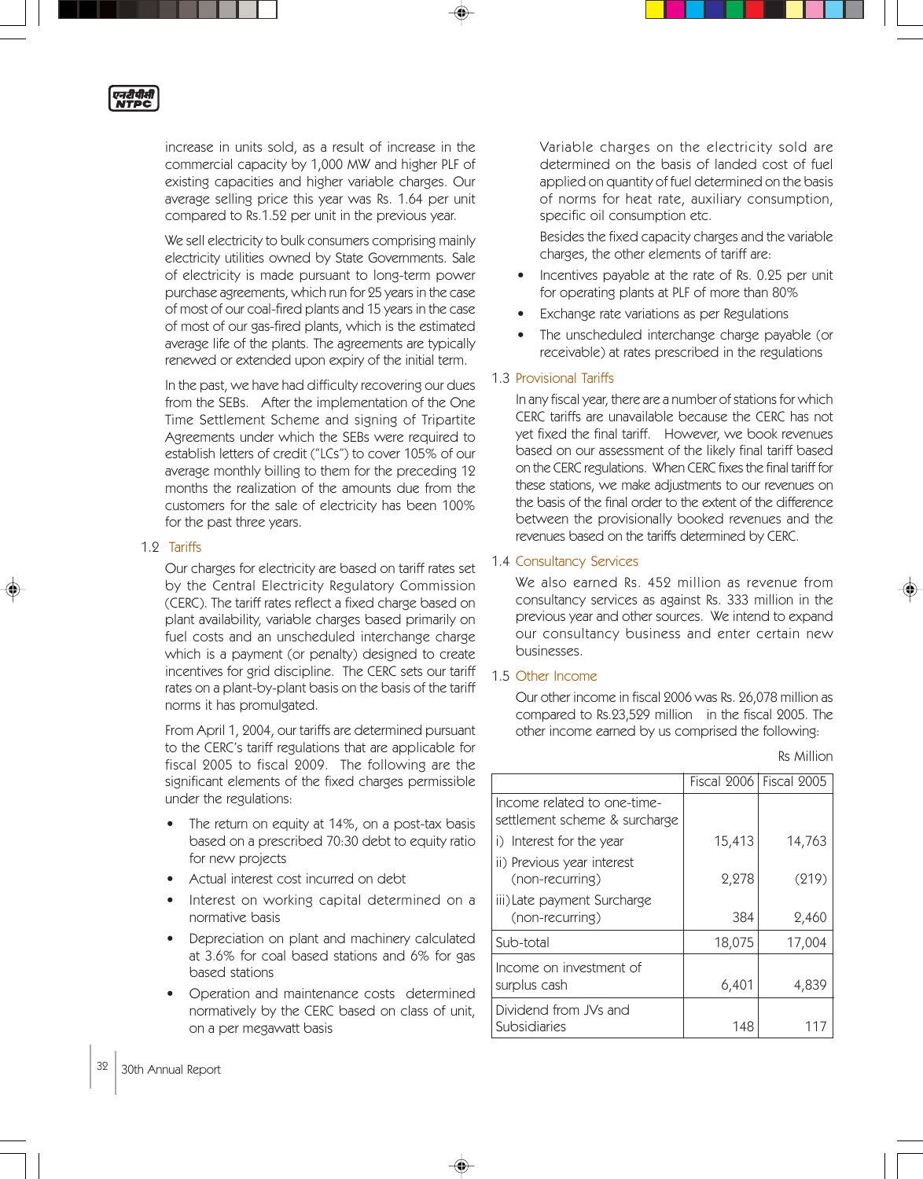increase in units sold, as a result of increase in the commercial capacity by 1,000 MW and higher PLF of existing capacities and higher variable charges. Our average selling price this year was Rs. 1.64 per unit compared to Rs.1.52 per unit in the previous year.

We sell electricity to bulk consumers comprising mainly electricity utilities owned by State Governments. Sale of electricity is made pursuant to long-term power purchase agreements, which run for 25 years in the case of most of our coal-fired plants and 15 years in the case of most of our gas-fired plants, which is the estimated average life of the plants. The agreements are typically renewed or extended upon expiry of the initial term.

In the past, we have had difficulty recovering our dues from the SEBs. After the implementation of the One Time Settlement Scheme and signing of Tripartite Agreements under which the SEBs were required to establish letters of credit ("LCs") to cover 105% of our average monthly billing to them for the preceding 12 months the realization of the amounts due from the customers for the sale of electricity has been 100% for the past three years.

### 1.2 Tariffs

Our charges for electricity are based on tariff rates set by the Central Electricity Regulatory Commission (CERC). The tariff rates reflect a fixed charge based on plant availability, variable charges based primarily on fuel costs and an unscheduled interchange charge which is a payment (or penalty) designed to create incentives for grid discipline. The CERC sets our tariff rates on a plant-by-plant basis on the basis of the tariff norms it has promulgated.

From April 1, 2004, our tariffs are determined pursuant to the CERC's tariff regulations that are applicable for fiscal 2005 to fiscal 2009. The following are the significant elements of the fixed charges permissible under the regulations:

- The return on equity at 14%, on a post-tax basis based on a prescribed 70:30 debt to equity ratio for new projects
- Actual interest cost incurred on debt
- Interest on working capital determined on a normative basis
- Depreciation on plant and machinery calculated at 3.6% for coal based stations and 6% for gas based stations
- Operation and maintenance costs determined normatively by the CERC based on class of unit, on a per megawatt basis

Variable charges on the electricity sold are determined on the basis of landed cost of fuel applied on quantity of fuel determined on the basis of norms for heat rate, auxiliary consumption, specific oil consumption etc.

Besides the fixed capacity charges and the variable charges, the other elements of tariff are:

- Incentives payable at the rate of Rs. 0.25 per unit for operating plants at PLF of more than 80%
- Exchange rate variations as per Regulations
- The unscheduled interchange charge payable (or receivable) at rates prescribed in the regulations

### 1.3 Provisional Tariffs

In any fiscal year, there are a number of stations for which CERC tariffs are unavailable because the CERC has not yet fixed the final tariff. However, we book revenues based on our assessment of the likely final tariff based on the CERC regulations. When CERC fixes the final tariff for these stations, we make adjustments to our revenues on the basis of the final order to the extent of the difference between the provisionally booked revenues and the revenues based on the tariffs determined by CERC.

### 1.4 Consultancy Services

We also earned Rs. 452 million as revenue from consultancy services as against Rs. 333 million in the previous year and other sources. We intend to expand our consultancy business and enter certain new businesses.

### 1.5 Other Income

Our other income in fiscal 2006 was Rs. 26,078 million as compared to Rs.23,529 million in the fiscal 2005. The other income earned by us comprised the following:

Rs Million

| | Fiscal 2006 | Fiscal 2005 |
|---|---|---|
| Income related to one-time-settlement scheme & surcharge | | |
| i) Interest for the year | 15,413 | 14,763 |
| ii) Previous year interest (non-recurring) | 2,278 | (219) |
| iii) Late payment Surcharge (non-recurring) | 384 | 2,460 |
| Sub-total | 18,075 | 17,004 |
| Income on investment of surplus cash | 6,401 | 4,839 |
| Dividend from JVs and Subsidiaries | 148 | 117 |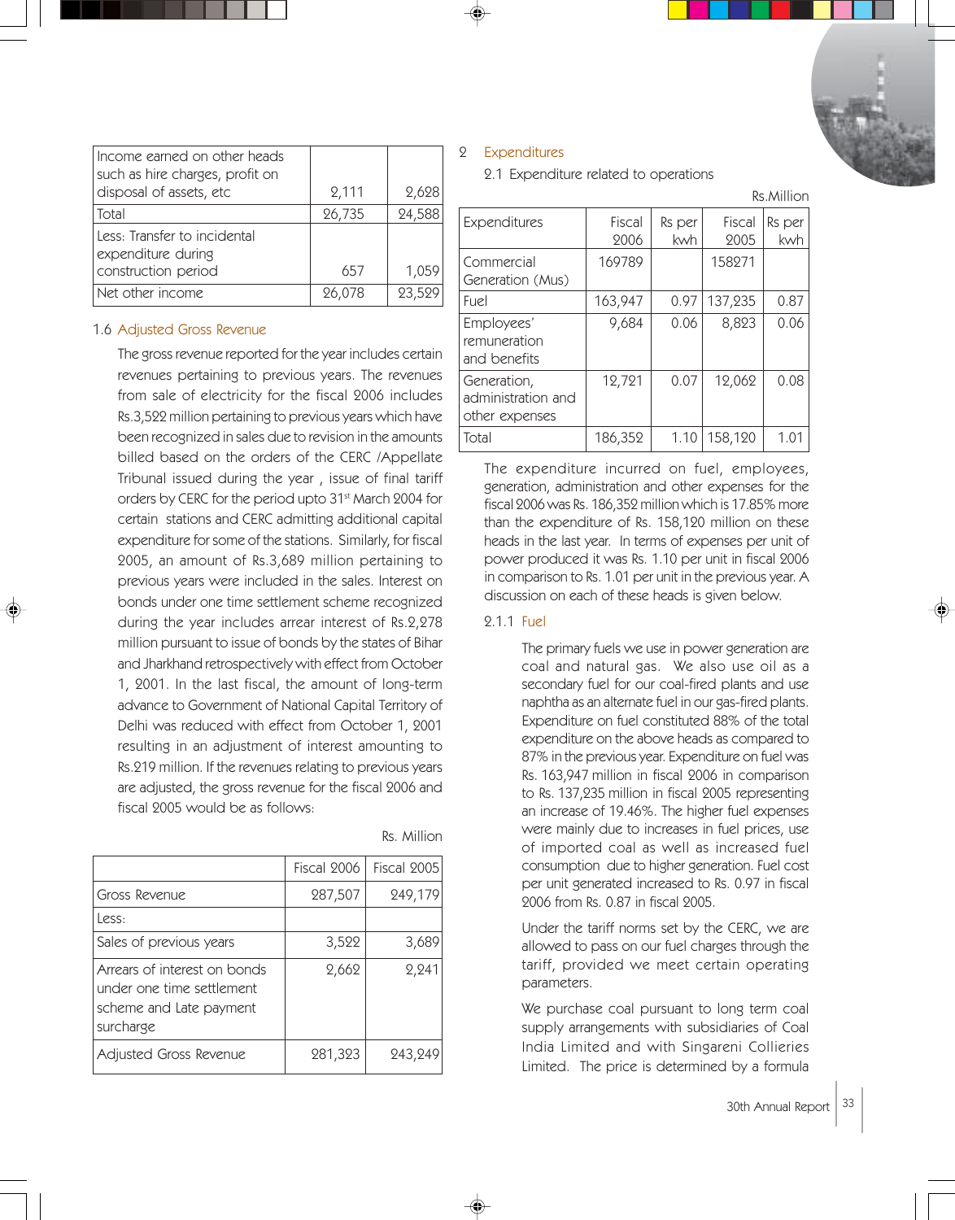| | | |
|---|---|---|
| Income earned on other heads such as hire charges, profit on disposal of assets, etc | 2,111 | 2,628 |
| Total | 26,735 | 24,588 |
| Less: Transfer to incidental expenditure during construction period | 657 | 1,059 |
| Net other income | 26,078 | 23,529 |

1.6 Adjusted Gross Revenue

The gross revenue reported for the year includes certain revenues pertaining to previous years. The revenues from sale of electricity for the fiscal 2006 includes Rs.3,522 million pertaining to previous years which have been recognized in sales due to revision in the amounts billed based on the orders of the CERC /Appellate Tribunal issued during the year , issue of final tariff orders by CERC for the period upto 31st March 2004 for certain stations and CERC admitting additional capital expenditure for some of the stations. Similarly, for fiscal 2005, an amount of Rs.3,689 million pertaining to previous years were included in the sales. Interest on bonds under one time settlement scheme recognized during the year includes arrear interest of Rs.2,278 million pursuant to issue of bonds by the states of Bihar and Jharkhand retrospectively with effect from October 1, 2001. In the last fiscal, the amount of long-term advance to Government of National Capital Territory of Delhi was reduced with effect from October 1, 2001 resulting in an adjustment of interest amounting to Rs.219 million. If the revenues relating to previous years are adjusted, the gross revenue for the fiscal 2006 and fiscal 2005 would be as follows:

Rs. Million

| | Fiscal 2006 | Fiscal 2005 |
|---|---|---|
| Gross Revenue | 287,507 | 249,179 |
| Less: | | |
| Sales of previous years | 3,522 | 3,689 |
| Arrears of interest on bonds under one time settlement scheme and Late payment surcharge | 2,662 | 2,241 |
| Adjusted Gross Revenue | 281,323 | 243,249 |

## 2 Expenditures

2.1 Expenditure related to operations

Rs.Million

| Expenditures | Fiscal 2006 | Rs per kwh | Fiscal 2005 | Rs per kwh |
|---|---|---|---|---|
| Commercial Generation (Mus) | 169789 | | 158271 | |
| Fuel | 163,947 | 0.97 | 137,235 | 0.87 |
| Employees' remuneration and benefits | 9,684 | 0.06 | 8,823 | 0.06 |
| Generation, administration and other expenses | 12,721 | 0.07 | 12,062 | 0.08 |
| Total | 186,352 | 1.10 | 158,120 | 1.01 |

The expenditure incurred on fuel, employees, generation, administration and other expenses for the fiscal 2006 was Rs. 186,352 million which is 17.85% more than the expenditure of Rs. 158,120 million on these heads in the last year. In terms of expenses per unit of power produced it was Rs. 1.10 per unit in fiscal 2006 in comparison to Rs. 1.01 per unit in the previous year. A discussion on each of these heads is given below.

2.1.1 Fuel

The primary fuels we use in power generation are coal and natural gas. We also use oil as a secondary fuel for our coal-fired plants and use naphtha as an alternate fuel in our gas-fired plants. Expenditure on fuel constituted 88% of the total expenditure on the above heads as compared to 87% in the previous year. Expenditure on fuel was Rs. 163,947 million in fiscal 2006 in comparison to Rs. 137,235 million in fiscal 2005 representing an increase of 19.46%. The higher fuel expenses were mainly due to increases in fuel prices, use of imported coal as well as increased fuel consumption due to higher generation. Fuel cost per unit generated increased to Rs. 0.97 in fiscal 2006 from Rs. 0.87 in fiscal 2005.

Under the tariff norms set by the CERC, we are allowed to pass on our fuel charges through the tariff, provided we meet certain operating parameters.

We purchase coal pursuant to long term coal supply arrangements with subsidiaries of Coal India Limited and with Singareni Collieries Limited. The price is determined by a formula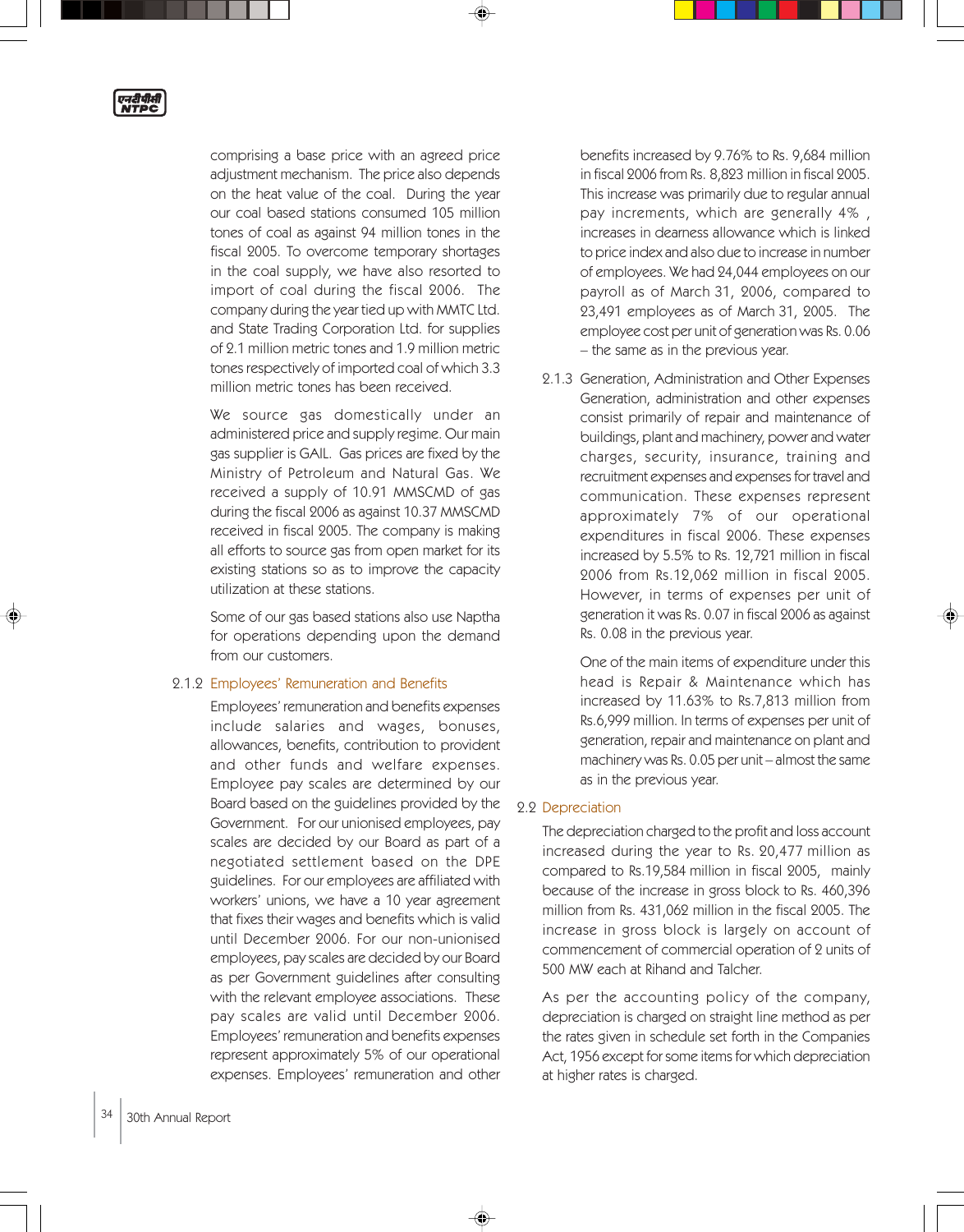comprising a base price with an agreed price adjustment mechanism. The price also depends on the heat value of the coal. During the year our coal based stations consumed 105 million tones of coal as against 94 million tones in the fiscal 2005. To overcome temporary shortages in the coal supply, we have also resorted to import of coal during the fiscal 2006. The company during the year tied up with MMTC Ltd. and State Trading Corporation Ltd. for supplies of 2.1 million metric tones and 1.9 million metric tones respectively of imported coal of which 3.3 million metric tones has been received.

We source gas domestically under an administered price and supply regime. Our main gas supplier is GAIL. Gas prices are fixed by the Ministry of Petroleum and Natural Gas. We received a supply of 10.91 MMSCMD of gas during the fiscal 2006 as against 10.37 MMSCMD received in fiscal 2005. The company is making all efforts to source gas from open market for its existing stations so as to improve the capacity utilization at these stations.

Some of our gas based stations also use Naptha for operations depending upon the demand from our customers.

### 2.1.2 Employees' Remuneration and Benefits

Employees' remuneration and benefits expenses include salaries and wages, bonuses, allowances, benefits, contribution to provident and other funds and welfare expenses. Employee pay scales are determined by our Board based on the guidelines provided by the Government. For our unionised employees, pay scales are decided by our Board as part of a negotiated settlement based on the DPE guidelines. For our employees are affiliated with workers' unions, we have a 10 year agreement that fixes their wages and benefits which is valid until December 2006. For our non-unionised employees, pay scales are decided by our Board as per Government guidelines after consulting with the relevant employee associations. These pay scales are valid until December 2006. Employees' remuneration and benefits expenses represent approximately 5% of our operational expenses. Employees' remuneration and other benefits increased by 9.76% to Rs. 9,684 million in fiscal 2006 from Rs. 8,823 million in fiscal 2005. This increase was primarily due to regular annual pay increments, which are generally 4% , increases in dearness allowance which is linked to price index and also due to increase in number of employees. We had 24,044 employees on our payroll as of March 31, 2006, compared to 23,491 employees as of March 31, 2005. The employee cost per unit of generation was Rs. 0.06 – the same as in the previous year.

### 2.1.3 Generation, Administration and Other Expenses

Generation, administration and other expenses consist primarily of repair and maintenance of buildings, plant and machinery, power and water charges, security, insurance, training and recruitment expenses and expenses for travel and communication. These expenses represent approximately 7% of our operational expenditures in fiscal 2006. These expenses increased by 5.5% to Rs. 12,721 million in fiscal 2006 from Rs.12,062 million in fiscal 2005. However, in terms of expenses per unit of generation it was Rs. 0.07 in fiscal 2006 as against Rs. 0.08 in the previous year.

One of the main items of expenditure under this head is Repair & Maintenance which has increased by 11.63% to Rs.7,813 million from Rs.6,999 million. In terms of expenses per unit of generation, repair and maintenance on plant and machinery was Rs. 0.05 per unit – almost the same as in the previous year.

## 2.2 Depreciation

The depreciation charged to the profit and loss account increased during the year to Rs. 20,477 million as compared to Rs.19,584 million in fiscal 2005, mainly because of the increase in gross block to Rs. 460,396 million from Rs. 431,062 million in the fiscal 2005. The increase in gross block is largely on account of commencement of commercial operation of 2 units of 500 MW each at Rihand and Talcher.

As per the accounting policy of the company, depreciation is charged on straight line method as per the rates given in schedule set forth in the Companies Act, 1956 except for some items for which depreciation at higher rates is charged.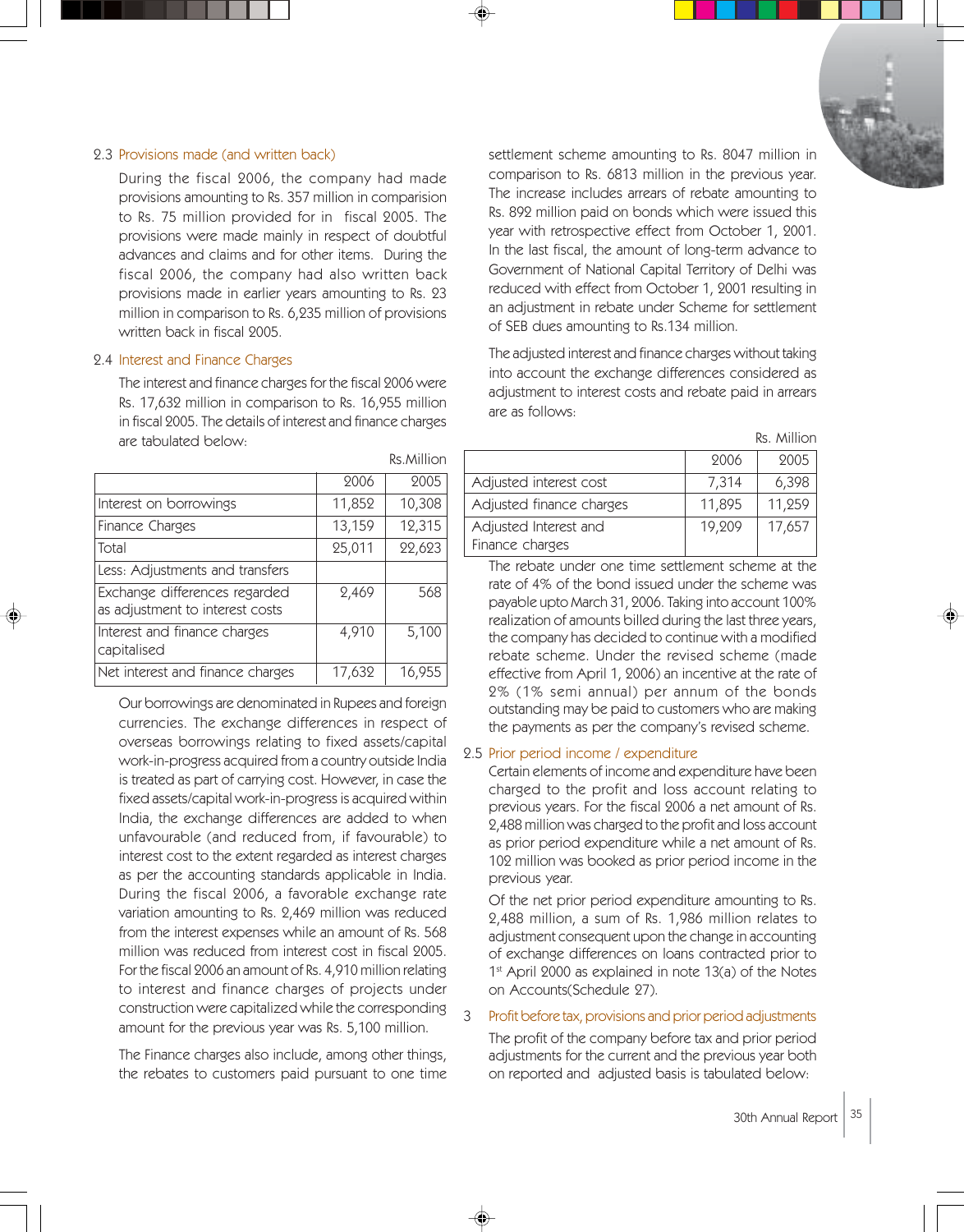### 2.3 Provisions made (and written back)

During the fiscal 2006, the company had made provisions amounting to Rs. 357 million in comparision to Rs. 75 million provided for in fiscal 2005. The provisions were made mainly in respect of doubtful advances and claims and for other items. During the fiscal 2006, the company had also written back provisions made in earlier years amounting to Rs. 23 million in comparison to Rs. 6,235 million of provisions written back in fiscal 2005.

### 2.4 Interest and Finance Charges

The interest and finance charges for the fiscal 2006 were Rs. 17,632 million in comparison to Rs. 16,955 million in fiscal 2005. The details of interest and finance charges are tabulated below:

Rs.Million

| | 2006 | 2005 |
|---|---|---|
| Interest on borrowings | 11,852 | 10,308 |
| Finance Charges | 13,159 | 12,315 |
| Total | 25,011 | 22,623 |
| Less: Adjustments and transfers | | |
| Exchange differences regarded as adjustment to interest costs | 2,469 | 568 |
| Interest and finance charges capitalised | 4,910 | 5,100 |
| Net interest and finance charges | 17,632 | 16,955 |

Our borrowings are denominated in Rupees and foreign currencies. The exchange differences in respect of overseas borrowings relating to fixed assets/capital work-in-progress acquired from a country outside India is treated as part of carrying cost. However, in case the fixed assets/capital work-in-progress is acquired within India, the exchange differences are added to when unfavourable (and reduced from, if favourable) to interest cost to the extent regarded as interest charges as per the accounting standards applicable in India. During the fiscal 2006, a favorable exchange rate variation amounting to Rs. 2,469 million was reduced from the interest expenses while an amount of Rs. 568 million was reduced from interest cost in fiscal 2005. For the fiscal 2006 an amount of Rs. 4,910 million relating to interest and finance charges of projects under construction were capitalized while the corresponding amount for the previous year was Rs. 5,100 million.

The Finance charges also include, among other things, the rebates to customers paid pursuant to one time settlement scheme amounting to Rs. 8047 million in comparison to Rs. 6813 million in the previous year. The increase includes arrears of rebate amounting to Rs. 892 million paid on bonds which were issued this year with retrospective effect from October 1, 2001. In the last fiscal, the amount of long-term advance to Government of National Capital Territory of Delhi was reduced with effect from October 1, 2001 resulting in an adjustment in rebate under Scheme for settlement of SEB dues amounting to Rs.134 million.

The adjusted interest and finance charges without taking into account the exchange differences considered as adjustment to interest costs and rebate paid in arrears are as follows:

Rs. Million

| | 2006 | 2005 |
|---|---|---|
| Adjusted interest cost | 7,314 | 6,398 |
| Adjusted finance charges | 11,895 | 11,259 |
| Adjusted Interest and Finance charges | 19,209 | 17,657 |

The rebate under one time settlement scheme at the rate of 4% of the bond issued under the scheme was payable upto March 31, 2006. Taking into account 100% realization of amounts billed during the last three years, the company has decided to continue with a modified rebate scheme. Under the revised scheme (made effective from April 1, 2006) an incentive at the rate of 2% (1% semi annual) per annum of the bonds outstanding may be paid to customers who are making the payments as per the company's revised scheme.

### 2.5 Prior period income / expenditure

Certain elements of income and expenditure have been charged to the profit and loss account relating to previous years. For the fiscal 2006 a net amount of Rs. 2,488 million was charged to the profit and loss account as prior period expenditure while a net amount of Rs. 102 million was booked as prior period income in the previous year.

Of the net prior period expenditure amounting to Rs. 2,488 million, a sum of Rs. 1,986 million relates to adjustment consequent upon the change in accounting of exchange differences on loans contracted prior to 1st April 2000 as explained in note 13(a) of the Notes on Accounts(Schedule 27).

## 3 Profit before tax, provisions and prior period adjustments

The profit of the company before tax and prior period adjustments for the current and the previous year both on reported and adjusted basis is tabulated below: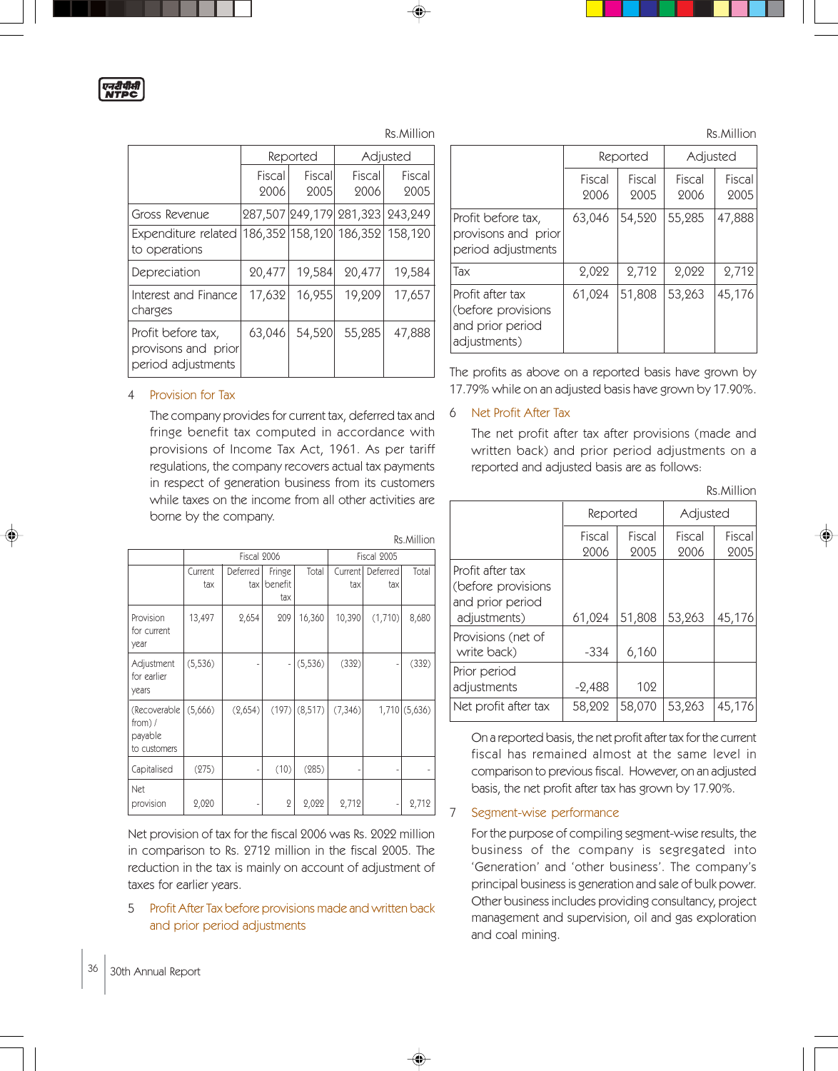Rs.Million

| | Reported | | Adjusted | |
|---|---|---|---|---|
| | Fiscal 2006 | Fiscal 2005 | Fiscal 2006 | Fiscal 2005 |
| Gross Revenue | 287,507 | 249,179 | 281,323 | 243,249 |
| Expenditure related to operations | 186,352 | 158,120 | 186,352 | 158,120 |
| Depreciation | 20,477 | 19,584 | 20,477 | 19,584 |
| Interest and Finance charges | 17,632 | 16,955 | 19,209 | 17,657 |
| Profit before tax, provisons and prior period adjustments | 63,046 | 54,520 | 55,285 | 47,888 |

4 Provision for Tax

The company provides for current tax, deferred tax and fringe benefit tax computed in accordance with provisions of Income Tax Act, 1961. As per tariff regulations, the company recovers actual tax payments in respect of generation business from its customers while taxes on the income from all other activities are borne by the company.

Rs.Million

| | Fiscal 2006 | | | | Fiscal 2005 | | |
|---|---|---|---|---|---|---|---|
| | Current tax | Deferred tax | Fringe benefit tax | Total | Current tax | Deferred tax | Total |
| Provision for current year | 13,497 | 2,654 | 209 | 16,360 | 10,390 | (1,710) | 8,680 |
| Adjustment for earlier years | (5,536) | - | - | (5,536) | (332) | - | (332) |
| (Recoverable from) / payable to customers | (5,666) | (2,654) | (197) | (8,517) | (7,346) | 1,710 | (5,636) |
| Capitalised | (275) | - | (10) | (285) | - | - | - |
| Net provision | 2,020 | - | 2 | 2,022 | 2,712 | - | 2,712 |

Net provision of tax for the fiscal 2006 was Rs. 2022 million in comparison to Rs. 2712 million in the fiscal 2005. The reduction in the tax is mainly on account of adjustment of taxes for earlier years.

5 Profit After Tax before provisions made and written back and prior period adjustments

Rs.Million

| | Reported | | Adjusted | |
|---|---|---|---|---|
| | Fiscal 2006 | Fiscal 2005 | Fiscal 2006 | Fiscal 2005 |
| Profit before tax, provisons and prior period adjustments | 63,046 | 54,520 | 55,285 | 47,888 |
| Tax | 2,022 | 2,712 | 2,022 | 2,712 |
| Profit after tax (before provisions and prior period adjustments) | 61,024 | 51,808 | 53,263 | 45,176 |

The profits as above on a reported basis have grown by 17.79% while on an adjusted basis have grown by 17.90%.

6 Net Profit After Tax

The net profit after tax after provisions (made and written back) and prior period adjustments on a reported and adjusted basis are as follows:

Rs.Million

| | Reported | | Adjusted | |
|---|---|---|---|---|
| | Fiscal 2006 | Fiscal 2005 | Fiscal 2006 | Fiscal 2005 |
| Profit after tax (before provisions and prior period adjustments) | 61,024 | 51,808 | 53,263 | 45,176 |
| Provisions (net of write back) | -334 | 6,160 | | |
| Prior period adjustments | -2,488 | 102 | | |
| Net profit after tax | 58,202 | 58,070 | 53,263 | 45,176 |

On a reported basis, the net profit after tax for the current fiscal has remained almost at the same level in comparison to previous fiscal. However, on an adjusted basis, the net profit after tax has grown by 17.90%.

7 Segment-wise performance

For the purpose of compiling segment-wise results, the business of the company is segregated into 'Generation' and 'other business'. The company's principal business is generation and sale of bulk power. Other business includes providing consultancy, project management and supervision, oil and gas exploration and coal mining.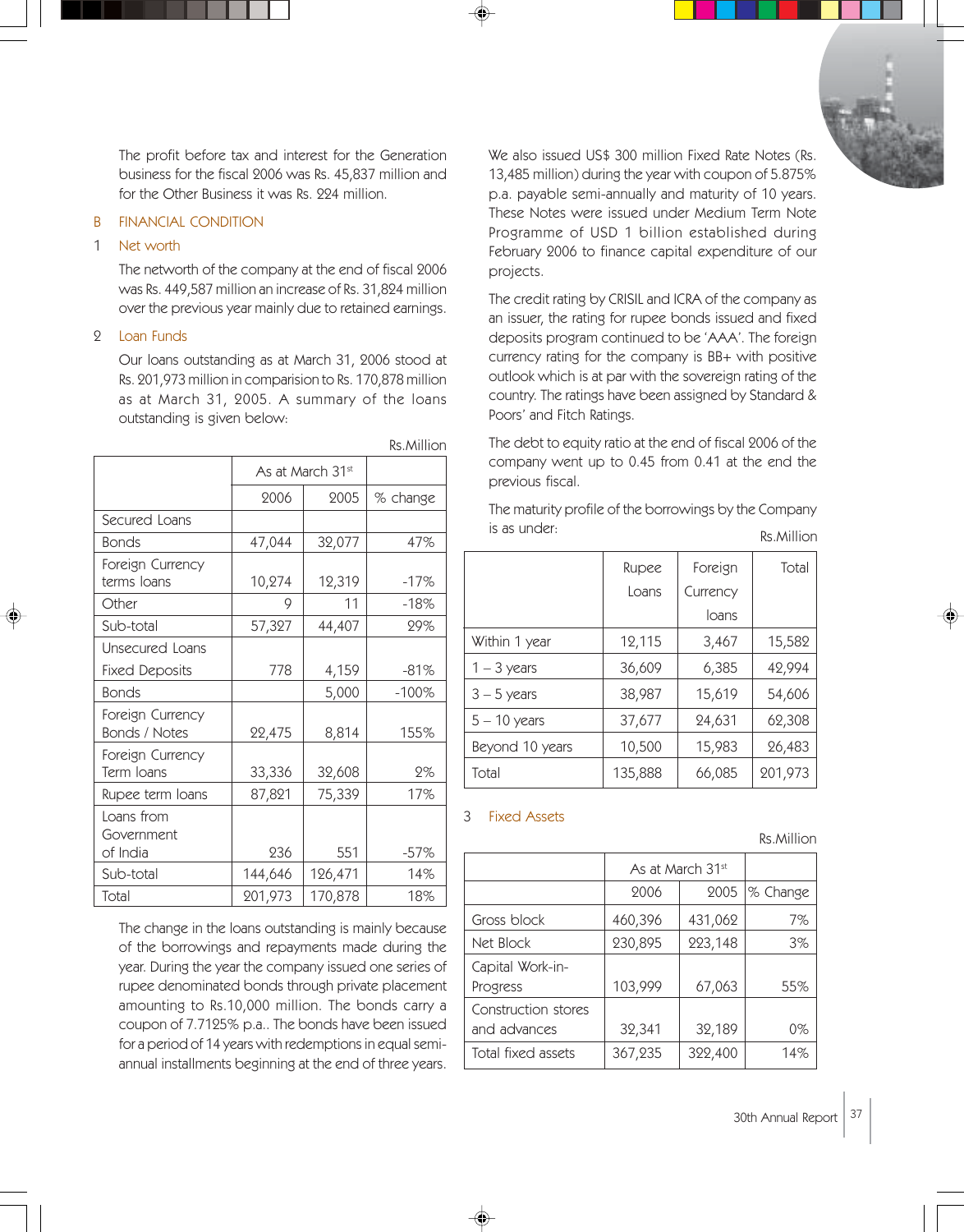The profit before tax and interest for the Generation business for the fiscal 2006 was Rs. 45,837 million and for the Other Business it was Rs. 224 million.

## B FINANCIAL CONDITION

### 1 Net worth

The networth of the company at the end of fiscal 2006 was Rs. 449,587 million an increase of Rs. 31,824 million over the previous year mainly due to retained earnings.

### 2 Loan Funds

Our loans outstanding as at March 31, 2006 stood at Rs. 201,973 million in comparision to Rs. 170,878 million as at March 31, 2005. A summary of the loans outstanding is given below:

Rs.Million

| | As at March 31st | | |
|---|---|---|---|
| | 2006 | 2005 | % change |
| Secured Loans | | | |
| Bonds | 47,044 | 32,077 | 47% |
| Foreign Currency terms loans | 10,274 | 12,319 | -17% |
| Other | 9 | 11 | -18% |
| Sub-total | 57,327 | 44,407 | 29% |
| Unsecured Loans Fixed Deposits | 778 | 4,159 | -81% |
| Bonds | | 5,000 | -100% |
| Foreign Currency Bonds / Notes | 22,475 | 8,814 | 155% |
| Foreign Currency Term loans | 33,336 | 32,608 | 2% |
| Rupee term loans | 87,821 | 75,339 | 17% |
| Loans from Government of India | 236 | 551 | -57% |
| Sub-total | 144,646 | 126,471 | 14% |
| Total | 201,973 | 170,878 | 18% |

The change in the loans outstanding is mainly because of the borrowings and repayments made during the year. During the year the company issued one series of rupee denominated bonds through private placement amounting to Rs.10,000 million. The bonds carry a coupon of 7.7125% p.a.. The bonds have been issued for a period of 14 years with redemptions in equal semi-annual installments beginning at the end of three years.

We also issued US$ 300 million Fixed Rate Notes (Rs. 13,485 million) during the year with coupon of 5.875% p.a. payable semi-annually and maturity of 10 years. These Notes were issued under Medium Term Note Programme of USD 1 billion established during February 2006 to finance capital expenditure of our projects.

The credit rating by CRISIL and ICRA of the company as an issuer, the rating for rupee bonds issued and fixed deposits program continued to be 'AAA'. The foreign currency rating for the company is BB+ with positive outlook which is at par with the sovereign rating of the country. The ratings have been assigned by Standard & Poors' and Fitch Ratings.

The debt to equity ratio at the end of fiscal 2006 of the company went up to 0.45 from 0.41 at the end the previous fiscal.

The maturity profile of the borrowings by the Company is as under:

Rs.Million

| | Rupee Loans | Foreign Currency loans | Total |
|---|---|---|---|
| Within 1 year | 12,115 | 3,467 | 15,582 |
| 1 – 3 years | 36,609 | 6,385 | 42,994 |
| 3 – 5 years | 38,987 | 15,619 | 54,606 |
| 5 – 10 years | 37,677 | 24,631 | 62,308 |
| Beyond 10 years | 10,500 | 15,983 | 26,483 |
| Total | 135,888 | 66,085 | 201,973 |

### 3 Fixed Assets

Rs.Million

| | As at March 31st | | |
|---|---|---|---|
| | 2006 | 2005 | % Change |
| Gross block | 460,396 | 431,062 | 7% |
| Net Block | 230,895 | 223,148 | 3% |
| Capital Work-in-Progress | 103,999 | 67,063 | 55% |
| Construction stores and advances | 32,341 | 32,189 | 0% |
| Total fixed assets | 367,235 | 322,400 | 14% |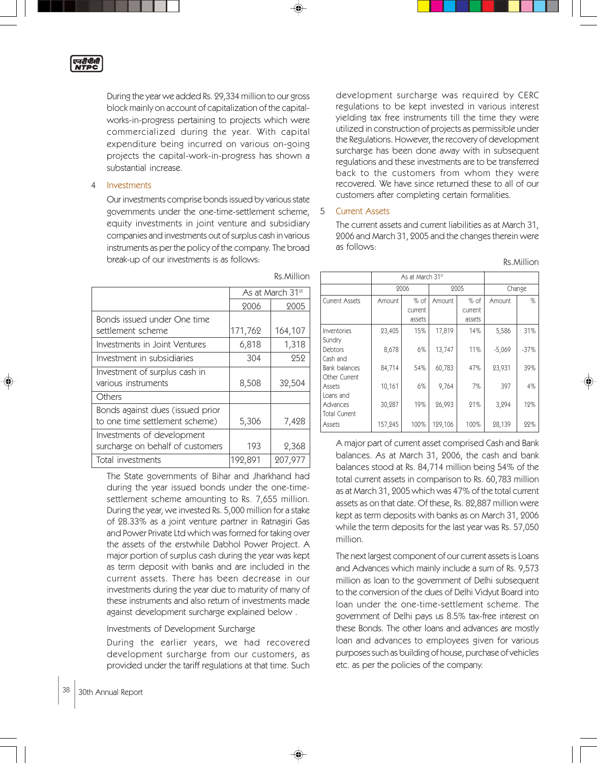During the year we added Rs. 29,334 million to our gross block mainly on account of capitalization of the capital-works-in-progress pertaining to projects which were commercialized during the year. With capital expenditure being incurred on various on-going projects the capital-work-in-progress has shown a substantial increase.

## 4 Investments

Our investments comprise bonds issued by various state governments under the one-time-settlement scheme, equity investments in joint venture and subsidiary companies and investments out of surplus cash in various instruments as per the policy of the company. The broad break-up of our investments is as follows:

Rs.Million

| | As at March 31st | |
|---|---|---|
| | 2006 | 2005 |
| Bonds issued under One time settlement scheme | 171,762 | 164,107 |
| Investments in Joint Ventures | 6,818 | 1,318 |
| Investment in subsidiaries | 304 | 252 |
| Investment of surplus cash in various instruments | 8,508 | 32,504 |
| Others | | |
| Bonds against dues (issued prior to one time settlement scheme) | 5,306 | 7,428 |
| Investments of development surcharge on behalf of customers | 193 | 2,368 |
| Total investments | 192,891 | 207,977 |

The State governments of Bihar and Jharkhand had during the year issued bonds under the one-time-settlement scheme amounting to Rs. 7,655 million. During the year, we invested Rs. 5,000 million for a stake of 28.33% as a joint venture partner in Ratnagiri Gas and Power Private Ltd which was formed for taking over the assets of the erstwhile Dabhol Power Project. A major portion of surplus cash during the year was kept as term deposit with banks and are included in the current assets. There has been decrease in our investments during the year due to maturity of many of these instruments and also return of investments made against development surcharge explained below .

Investments of Development Surcharge

During the earlier years, we had recovered development surcharge from our customers, as provided under the tariff regulations at that time. Such development surcharge was required by CERC regulations to be kept invested in various interest yielding tax free instruments till the time they were utilized in construction of projects as permissible under the Regulations. However, the recovery of development surcharge has been done away with in subsequent regulations and these investments are to be transferred back to the customers from whom they were recovered. We have since returned these to all of our customers after completing certain formalities.

## 5 Current Assets

The current assets and current liabilities as at March 31, 2006 and March 31, 2005 and the changes therein were as follows:

Rs.Million

| | As at March 31st | | | | | |
|---|---|---|---|---|---|---|
| | 2006 | | 2005 | | Change | |
| Current Assets | Amount | % of current assets | Amount | % of current assets | Amount | % |
| Inventories | 23,405 | 15% | 17,819 | 14% | 5,586 | 31% |
| Sundry Debtors | 8,678 | 6% | 13,747 | 11% | -5,069 | -37% |
| Cash and Bank balances | 84,714 | 54% | 60,783 | 47% | 23,931 | 39% |
| Other Current Assets | 10,161 | 6% | 9,764 | 7% | 397 | 4% |
| Loans and Advances | 30,287 | 19% | 26,993 | 21% | 3,294 | 12% |
| Total Current Assets | 157,245 | 100% | 129,106 | 100% | 28,139 | 22% |

A major part of current asset comprised Cash and Bank balances. As at March 31, 2006, the cash and bank balances stood at Rs. 84,714 million being 54% of the total current assets in comparison to Rs. 60,783 million as at March 31, 2005 which was 47% of the total current assets as on that date. Of these, Rs. 82,887 million were kept as term deposits with banks as on March 31, 2006 while the term deposits for the last year was Rs. 57,050 million.

The next largest component of our current assets is Loans and Advances which mainly include a sum of Rs. 9,573 million as loan to the government of Delhi subsequent to the conversion of the dues of Delhi Vidyut Board into loan under the one-time-settlement scheme. The government of Delhi pays us 8.5% tax-free interest on these Bonds. The other loans and advances are mostly loan and advances to employees given for various purposes such as building of house, purchase of vehicles etc. as per the policies of the company.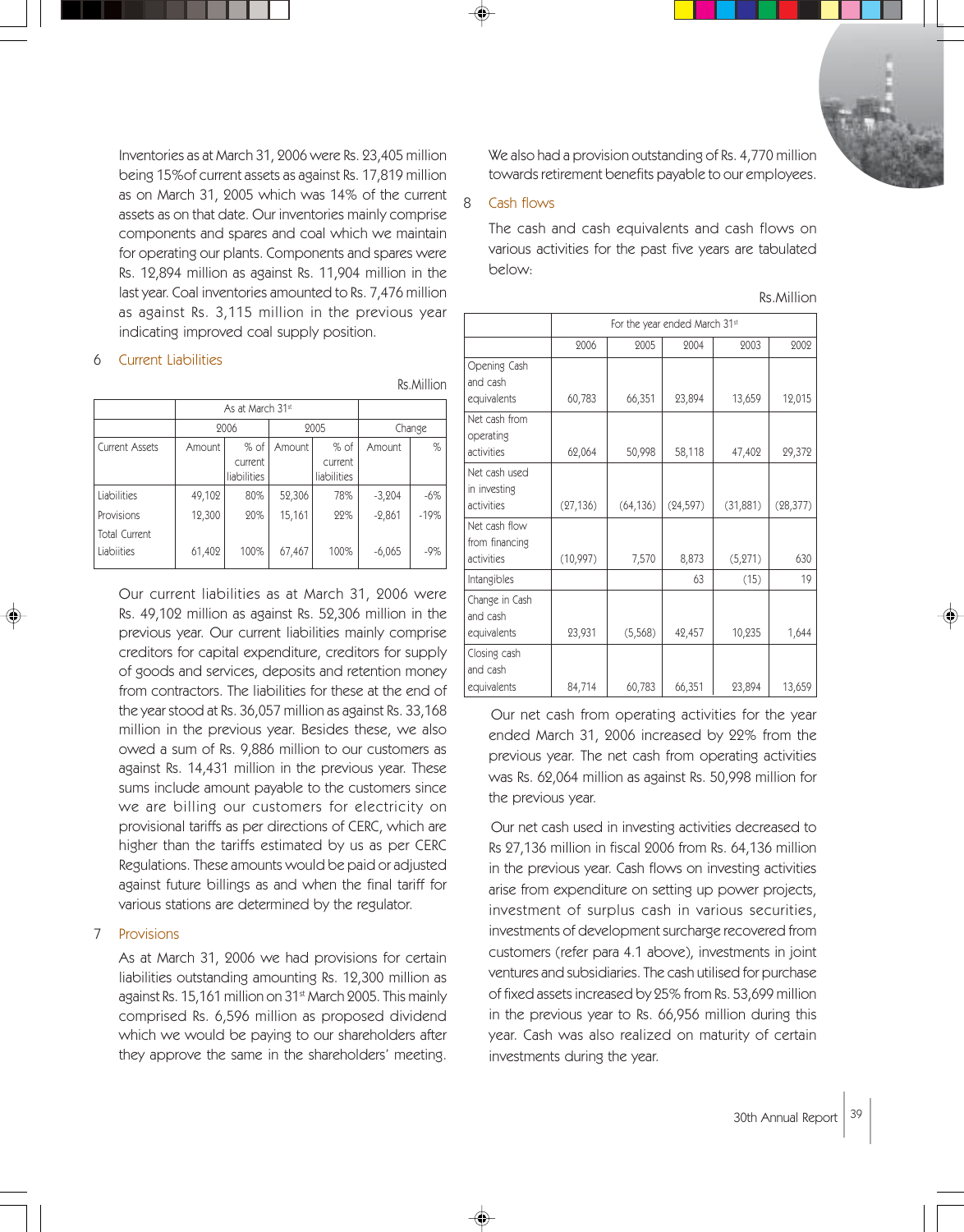Inventories as at March 31, 2006 were Rs. 23,405 million being 15%of current assets as against Rs. 17,819 million as on March 31, 2005 which was 14% of the current assets as on that date. Our inventories mainly comprise components and spares and coal which we maintain for operating our plants. Components and spares were Rs. 12,894 million as against Rs. 11,904 million in the last year. Coal inventories amounted to Rs. 7,476 million as against Rs. 3,115 million in the previous year indicating improved coal supply position.

6 Current Liabilities

Rs.Million

| | As at March 31st | | | | | |
|---|---|---|---|---|---|---|
| | 2006 | | 2005 | | Change | |
| Current Assets | Amount | % of current liabilities | Amount | % of current liabilities | Amount | % |
| Liabilities | 49,102 | 80% | 52,306 | 78% | -3,204 | -6% |
| Provisions | 12,300 | 20% | 15,161 | 22% | -2,861 | -19% |
| Total Current Liabiities | 61,402 | 100% | 67,467 | 100% | -6,065 | -9% |

Our current liabilities as at March 31, 2006 were Rs. 49,102 million as against Rs. 52,306 million in the previous year. Our current liabilities mainly comprise creditors for capital expenditure, creditors for supply of goods and services, deposits and retention money from contractors. The liabilities for these at the end of the year stood at Rs. 36,057 million as against Rs. 33,168 million in the previous year. Besides these, we also owed a sum of Rs. 9,886 million to our customers as against Rs. 14,431 million in the previous year. These sums include amount payable to the customers since we are billing our customers for electricity on provisional tariffs as per directions of CERC, which are higher than the tariffs estimated by us as per CERC Regulations. These amounts would be paid or adjusted against future billings as and when the final tariff for various stations are determined by the regulator.

7 Provisions

As at March 31, 2006 we had provisions for certain liabilities outstanding amounting Rs. 12,300 million as against Rs. 15,161 million on 31st March 2005. This mainly comprised Rs. 6,596 million as proposed dividend which we would be paying to our shareholders after they approve the same in the shareholders' meeting.

We also had a provision outstanding of Rs. 4,770 million towards retirement benefits payable to our employees.

8 Cash flows

The cash and cash equivalents and cash flows on various activities for the past five years are tabulated below:

Rs.Million

| | For the year ended March 31st | | | | |
|---|---|---|---|---|---|
| | 2006 | 2005 | 2004 | 2003 | 2002 |
| Opening Cash and cash equivalents | 60,783 | 66,351 | 23,894 | 13,659 | 12,015 |
| Net cash from operating activities | 62,064 | 50,998 | 58,118 | 47,402 | 29,372 |
| Net cash used in investing activities | (27,136) | (64,136) | (24,597) | (31,881) | (28,377) |
| Net cash flow from financing activities | (10,997) | 7,570 | 8,873 | (5,271) | 630 |
| Intangibles | | | 63 | (15) | 19 |
| Change in Cash and cash equivalents | 23,931 | (5,568) | 42,457 | 10,235 | 1,644 |
| Closing cash and cash equivalents | 84,714 | 60,783 | 66,351 | 23,894 | 13,659 |

Our net cash from operating activities for the year ended March 31, 2006 increased by 22% from the previous year. The net cash from operating activities was Rs. 62,064 million as against Rs. 50,998 million for the previous year.

Our net cash used in investing activities decreased to Rs 27,136 million in fiscal 2006 from Rs. 64,136 million in the previous year. Cash flows on investing activities arise from expenditure on setting up power projects, investment of surplus cash in various securities, investments of development surcharge recovered from customers (refer para 4.1 above), investments in joint ventures and subsidiaries. The cash utilised for purchase of fixed assets increased by 25% from Rs. 53,699 million in the previous year to Rs. 66,956 million during this year. Cash was also realized on maturity of certain investments during the year.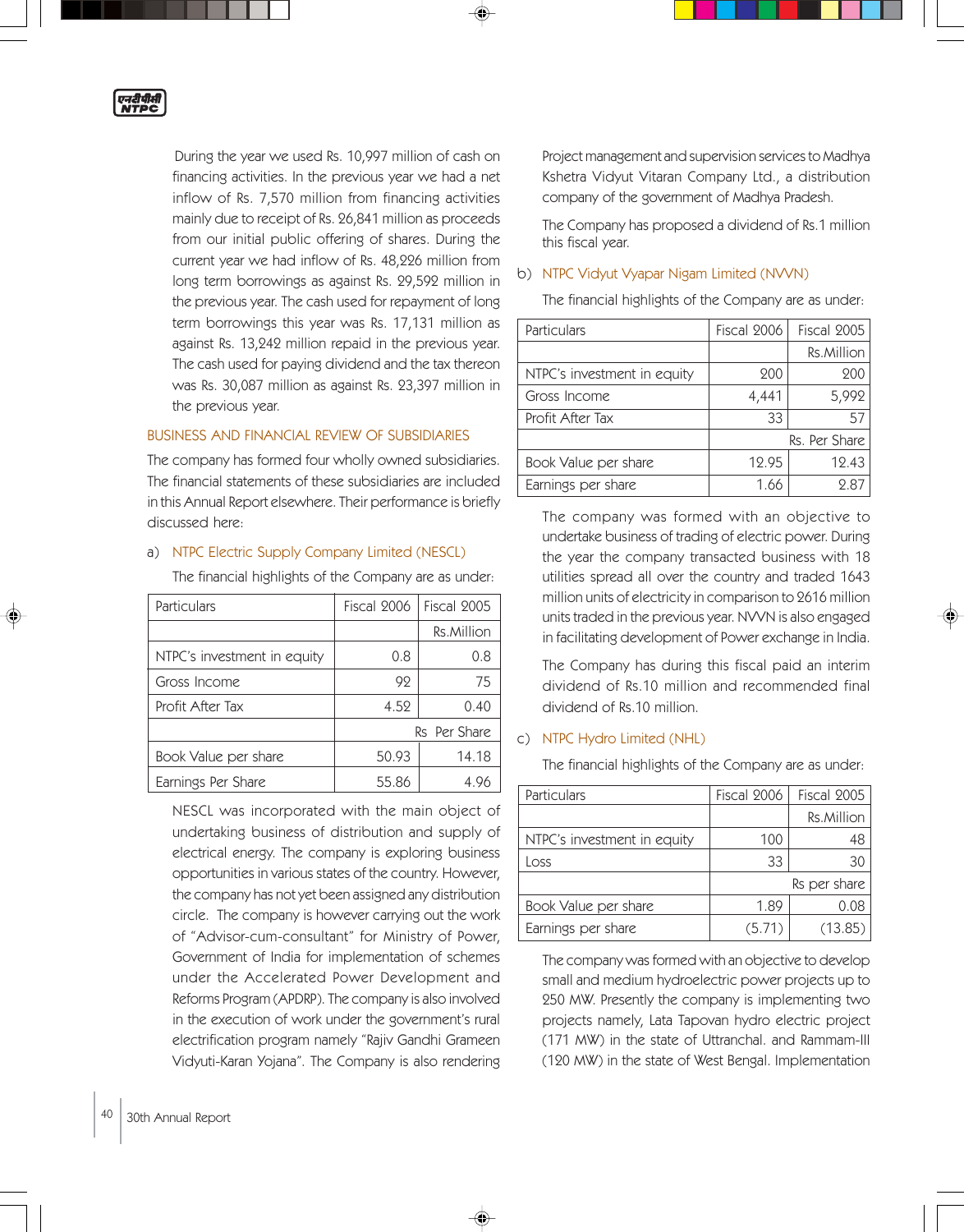During the year we used Rs. 10,997 million of cash on financing activities. In the previous year we had a net inflow of Rs. 7,570 million from financing activities mainly due to receipt of Rs. 26,841 million as proceeds from our initial public offering of shares. During the current year we had inflow of Rs. 48,226 million from long term borrowings as against Rs. 29,592 million in the previous year. The cash used for repayment of long term borrowings this year was Rs. 17,131 million as against Rs. 13,242 million repaid in the previous year. The cash used for paying dividend and the tax thereon was Rs. 30,087 million as against Rs. 23,397 million in the previous year.

## BUSINESS AND FINANCIAL REVIEW OF SUBSIDIARIES

The company has formed four wholly owned subsidiaries. The financial statements of these subsidiaries are included in this Annual Report elsewhere. Their performance is briefly discussed here:

### a) NTPC Electric Supply Company Limited (NESCL)

The financial highlights of the Company are as under:

| Particulars | Fiscal 2006 | Fiscal 2005 |
|---|---|---|
| | | Rs.Million |
| NTPC's investment in equity | 0.8 | 0.8 |
| Gross Income | 92 | 75 |
| Profit After Tax | 4.52 | 0.40 |
| | | Rs Per Share |
| Book Value per share | 50.93 | 14.18 |
| Earnings Per Share | 55.86 | 4.96 |

NESCL was incorporated with the main object of undertaking business of distribution and supply of electrical energy. The company is exploring business opportunities in various states of the country. However, the company has not yet been assigned any distribution circle. The company is however carrying out the work of "Advisor-cum-consultant" for Ministry of Power, Government of India for implementation of schemes under the Accelerated Power Development and Reforms Program (APDRP). The company is also involved in the execution of work under the government's rural electrification program namely "Rajiv Gandhi Grameen Vidyuti-Karan Yojana". The Company is also rendering Project management and supervision services to Madhya Kshetra Vidyut Vitaran Company Ltd., a distribution company of the government of Madhya Pradesh.

The Company has proposed a dividend of Rs.1 million this fiscal year.

### b) NTPC Vidyut Vyapar Nigam Limited (NVVN)

The financial highlights of the Company are as under:

| Particulars | Fiscal 2006 | Fiscal 2005 |
|---|---|---|
| | | Rs.Million |
| NTPC's investment in equity | 200 | 200 |
| Gross Income | 4,441 | 5,992 |
| Profit After Tax | 33 | 57 |
| | | Rs. Per Share |
| Book Value per share | 12.95 | 12.43 |
| Earnings per share | 1.66 | 2.87 |

The company was formed with an objective to undertake business of trading of electric power. During the year the company transacted business with 18 utilities spread all over the country and traded 1643 million units of electricity in comparison to 2616 million units traded in the previous year. NVVN is also engaged in facilitating development of Power exchange in India.

The Company has during this fiscal paid an interim dividend of Rs.10 million and recommended final dividend of Rs.10 million.

### c) NTPC Hydro Limited (NHL)

The financial highlights of the Company are as under:

| Particulars | Fiscal 2006 | Fiscal 2005 |
|---|---|---|
| | | Rs.Million |
| NTPC's investment in equity | 100 | 48 |
| Loss | 33 | 30 |
| | | Rs per share |
| Book Value per share | 1.89 | 0.08 |
| Earnings per share | (5.71) | (13.85) |

The company was formed with an objective to develop small and medium hydroelectric power projects up to 250 MW. Presently the company is implementing two projects namely, Lata Tapovan hydro electric project (171 MW) in the state of Uttranchal. and Rammam-III (120 MW) in the state of West Bengal. Implementation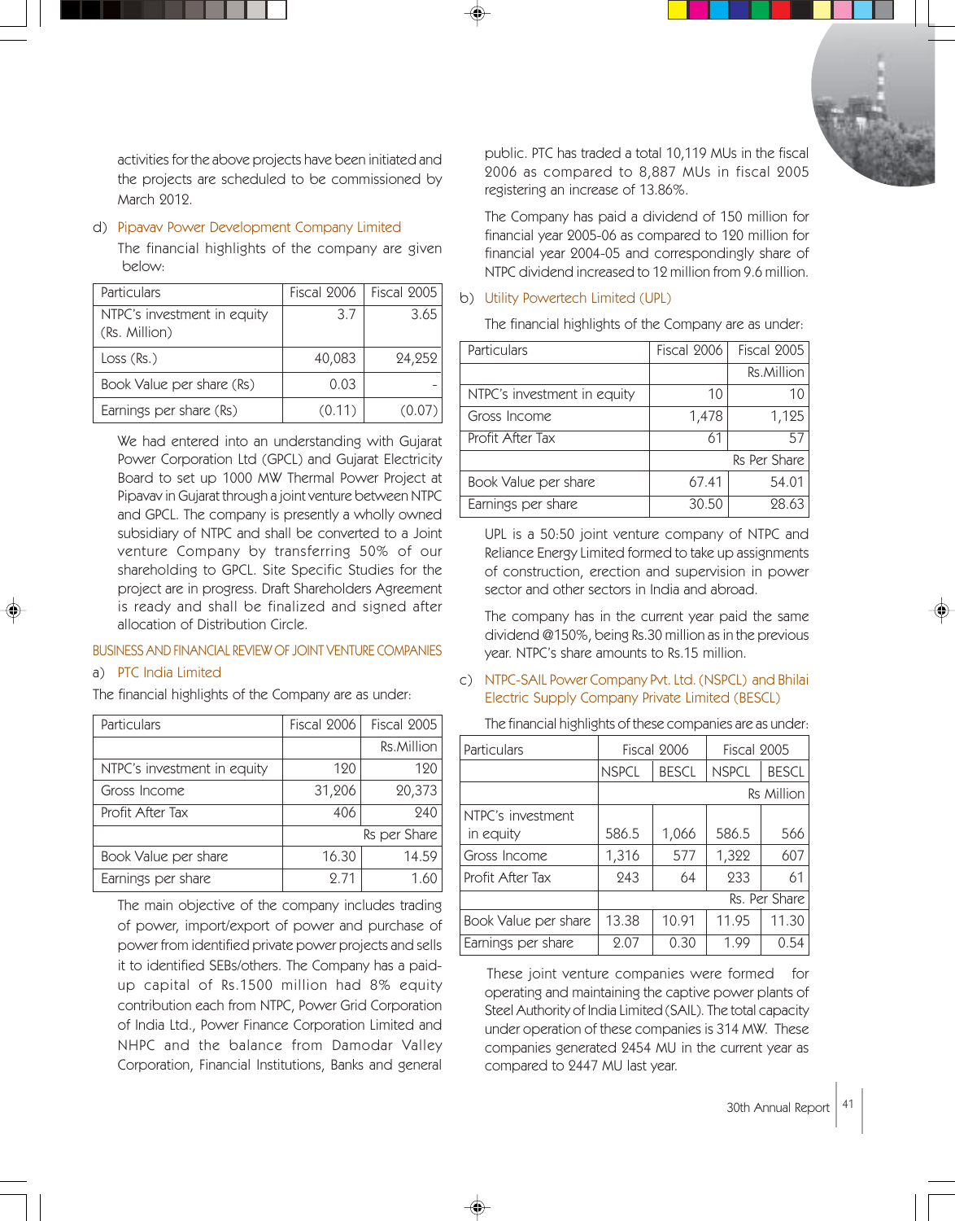activities for the above projects have been initiated and the projects are scheduled to be commissioned by March 2012.

d) Pipavav Power Development Company Limited

The financial highlights of the company are given below:

| Particulars | Fiscal 2006 | Fiscal 2005 |
|---|---|---|
| NTPC's investment in equity (Rs. Million) | 3.7 | 3.65 |
| Loss (Rs.) | 40,083 | 24,252 |
| Book Value per share (Rs) | 0.03 | - |
| Earnings per share (Rs) | (0.11) | (0.07) |

We had entered into an understanding with Gujarat Power Corporation Ltd (GPCL) and Gujarat Electricity Board to set up 1000 MW Thermal Power Project at Pipavav in Gujarat through a joint venture between NTPC and GPCL. The company is presently a wholly owned subsidiary of NTPC and shall be converted to a Joint venture Company by transferring 50% of our shareholding to GPCL. Site Specific Studies for the project are in progress. Draft Shareholders Agreement is ready and shall be finalized and signed after allocation of Distribution Circle.

## BUSINESS AND FINANCIAL REVIEW OF JOINT VENTURE COMPANIES

a) PTC India Limited

The financial highlights of the Company are as under:

| Particulars | Fiscal 2006 | Fiscal 2005 |
|---|---|---|
| | | Rs.Million |
| NTPC's investment in equity | 120 | 120 |
| Gross Income | 31,206 | 20,373 |
| Profit After Tax | 406 | 240 |
| | | Rs per Share |
| Book Value per share | 16.30 | 14.59 |
| Earnings per share | 2.71 | 1.60 |

The main objective of the company includes trading of power, import/export of power and purchase of power from identified private power projects and sells it to identified SEBs/others. The Company has a paid-up capital of Rs.1500 million had 8% equity contribution each from NTPC, Power Grid Corporation of India Ltd., Power Finance Corporation Limited and NHPC and the balance from Damodar Valley Corporation, Financial Institutions, Banks and general public. PTC has traded a total 10,119 MUs in the fiscal 2006 as compared to 8,887 MUs in fiscal 2005 registering an increase of 13.86%.

The Company has paid a dividend of 150 million for financial year 2005-06 as compared to 120 million for financial year 2004-05 and correspondingly share of NTPC dividend increased to 12 million from 9.6 million.

b) Utility Powertech Limited (UPL)

The financial highlights of the Company are as under:

| Particulars | Fiscal 2006 | Fiscal 2005 |
|---|---|---|
| | | Rs.Million |
| NTPC's investment in equity | 10 | 10 |
| Gross Income | 1,478 | 1,125 |
| Profit After Tax | 61 | 57 |
| | | Rs Per Share |
| Book Value per share | 67.41 | 54.01 |
| Earnings per share | 30.50 | 28.63 |

UPL is a 50:50 joint venture company of NTPC and Reliance Energy Limited formed to take up assignments of construction, erection and supervision in power sector and other sectors in India and abroad.

The company has in the current year paid the same dividend @150%, being Rs.30 million as in the previous year. NTPC's share amounts to Rs.15 million.

c) NTPC-SAIL Power Company Pvt. Ltd. (NSPCL) and Bhilai Electric Supply Company Private Limited (BESCL)

The financial highlights of these companies are as under:

| Particulars | Fiscal 2006 | | Fiscal 2005 | |
|---|---|---|---|---|
| | NSPCL | BESCL | NSPCL | BESCL |
| | | | | Rs Million |
| NTPC's investment in equity | 586.5 | 1,066 | 586.5 | 566 |
| Gross Income | 1,316 | 577 | 1,322 | 607 |
| Profit After Tax | 243 | 64 | 233 | 61 |
| | | | | Rs. Per Share |
| Book Value per share | 13.38 | 10.91 | 11.95 | 11.30 |
| Earnings per share | 2.07 | 0.30 | 1.99 | 0.54 |

These joint venture companies were formed for operating and maintaining the captive power plants of Steel Authority of India Limited (SAIL). The total capacity under operation of these companies is 314 MW. These companies generated 2454 MU in the current year as compared to 2447 MU last year.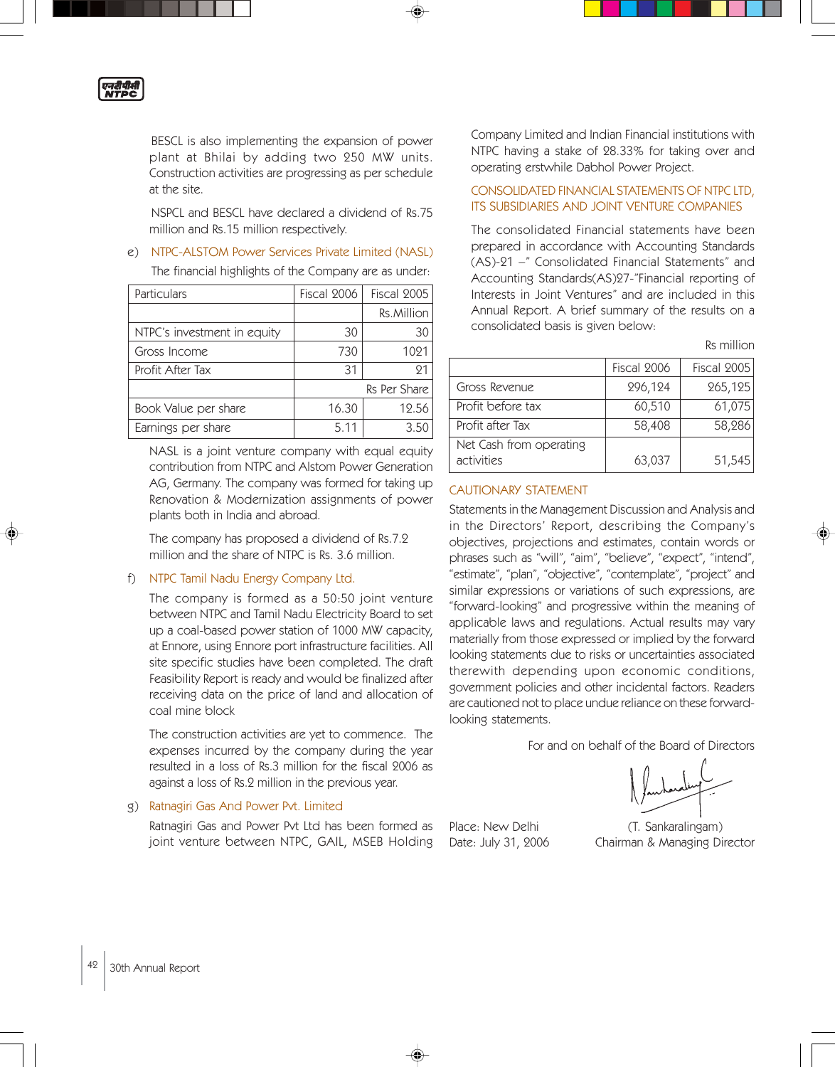BESCL is also implementing the expansion of power plant at Bhilai by adding two 250 MW units. Construction activities are progressing as per schedule at the site.

NSPCL and BESCL have declared a dividend of Rs.75 million and Rs.15 million respectively.

e) NTPC-ALSTOM Power Services Private Limited (NASL)

The financial highlights of the Company are as under:

| Particulars | Fiscal 2006 | Fiscal 2005 |
|---|---|---|
| | | Rs.Million |
| NTPC's investment in equity | 30 | 30 |
| Gross Income | 730 | 1021 |
| Profit After Tax | 31 | 21 |
| | | Rs Per Share |
| Book Value per share | 16.30 | 12.56 |
| Earnings per share | 5.11 | 3.50 |

NASL is a joint venture company with equal equity contribution from NTPC and Alstom Power Generation AG, Germany. The company was formed for taking up Renovation & Modernization assignments of power plants both in India and abroad.

The company has proposed a dividend of Rs.7.2 million and the share of NTPC is Rs. 3.6 million.

f) NTPC Tamil Nadu Energy Company Ltd.

The company is formed as a 50:50 joint venture between NTPC and Tamil Nadu Electricity Board to set up a coal-based power station of 1000 MW capacity, at Ennore, using Ennore port infrastructure facilities. All site specific studies have been completed. The draft Feasibility Report is ready and would be finalized after receiving data on the price of land and allocation of coal mine block

The construction activities are yet to commence. The expenses incurred by the company during the year resulted in a loss of Rs.3 million for the fiscal 2006 as against a loss of Rs.2 million in the previous year.

g) Ratnagiri Gas And Power Pvt. Limited

Ratnagiri Gas and Power Pvt Ltd has been formed as joint venture between NTPC, GAIL, MSEB Holding Company Limited and Indian Financial institutions with NTPC having a stake of 28.33% for taking over and operating erstwhile Dabhol Power Project.

## CONSOLIDATED FINANCIAL STATEMENTS OF NTPC LTD, ITS SUBSIDIARIES AND JOINT VENTURE COMPANIES

The consolidated Financial statements have been prepared in accordance with Accounting Standards (AS)-21 –" Consolidated Financial Statements" and Accounting Standards(AS)27-"Financial reporting of Interests in Joint Ventures" and are included in this Annual Report. A brief summary of the results on a consolidated basis is given below:

Rs million

| | Fiscal 2006 | Fiscal 2005 |
|---|---|---|
| Gross Revenue | 296,124 | 265,125 |
| Profit before tax | 60,510 | 61,075 |
| Profit after Tax | 58,408 | 58,286 |
| Net Cash from operating activities | 63,037 | 51,545 |

## CAUTIONARY STATEMENT

Statements in the Management Discussion and Analysis and in the Directors' Report, describing the Company's objectives, projections and estimates, contain words or phrases such as "will", "aim", "believe", "expect", "intend", "estimate", "plan", "objective", "contemplate", "project" and similar expressions or variations of such expressions, are "forward-looking" and progressive within the meaning of applicable laws and regulations. Actual results may vary materially from those expressed or implied by the forward looking statements due to risks or uncertainties associated therewith depending upon economic conditions, government policies and other incidental factors. Readers are cautioned not to place undue reliance on these forward-looking statements.

For and on behalf of the Board of Directors

(T. Sankaralingam)
Chairman & Managing Director

Place: New Delhi
Date: July 31, 2006